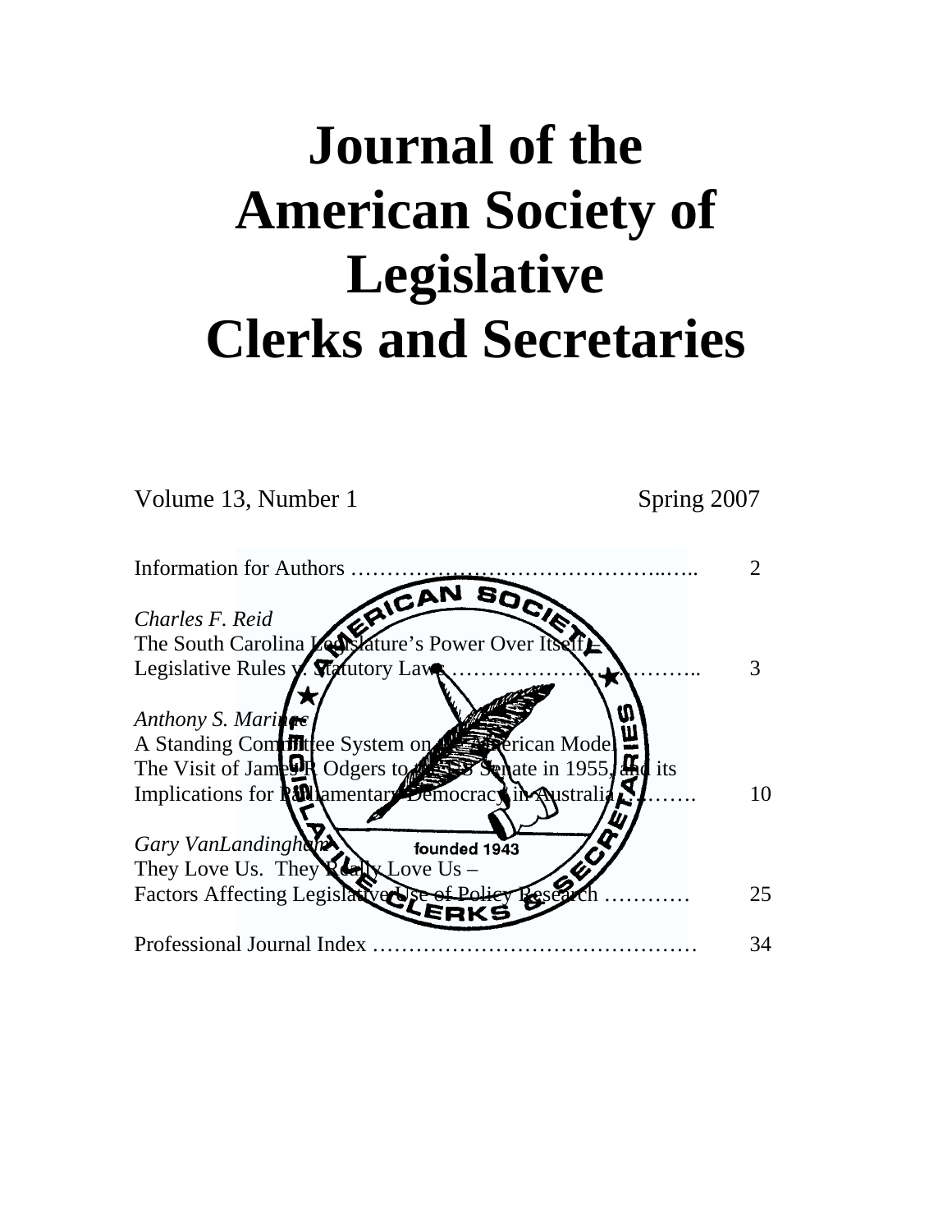# Journal of the American Society of Legislative Clerks and Secretaries

Volume 13, Number 1 Spring 2007

| | |
|---|---|
| Information for Authors ……………………………………..….. | 2 |
| *Charles F. Reid*<br>The South Carolina Legislature's Power Over Itself –<br>Legislative Rules v. Statutory Laws ……………………………….. | 3 |
| *Anthony S. Marinac*<br>A Standing Committee System on the American Model:<br>The Visit of James R Odgers to the US Senate in 1955, and its<br>Implications for Parliamentary Democracy in Australia ………. | 10 |
| *Gary VanLandingham*<br>They Love Us. They Really Love Us –<br>Factors Affecting Legislative Use of Policy Research ………… | 25 |
| Professional Journal Index ……………………………………… | 34 |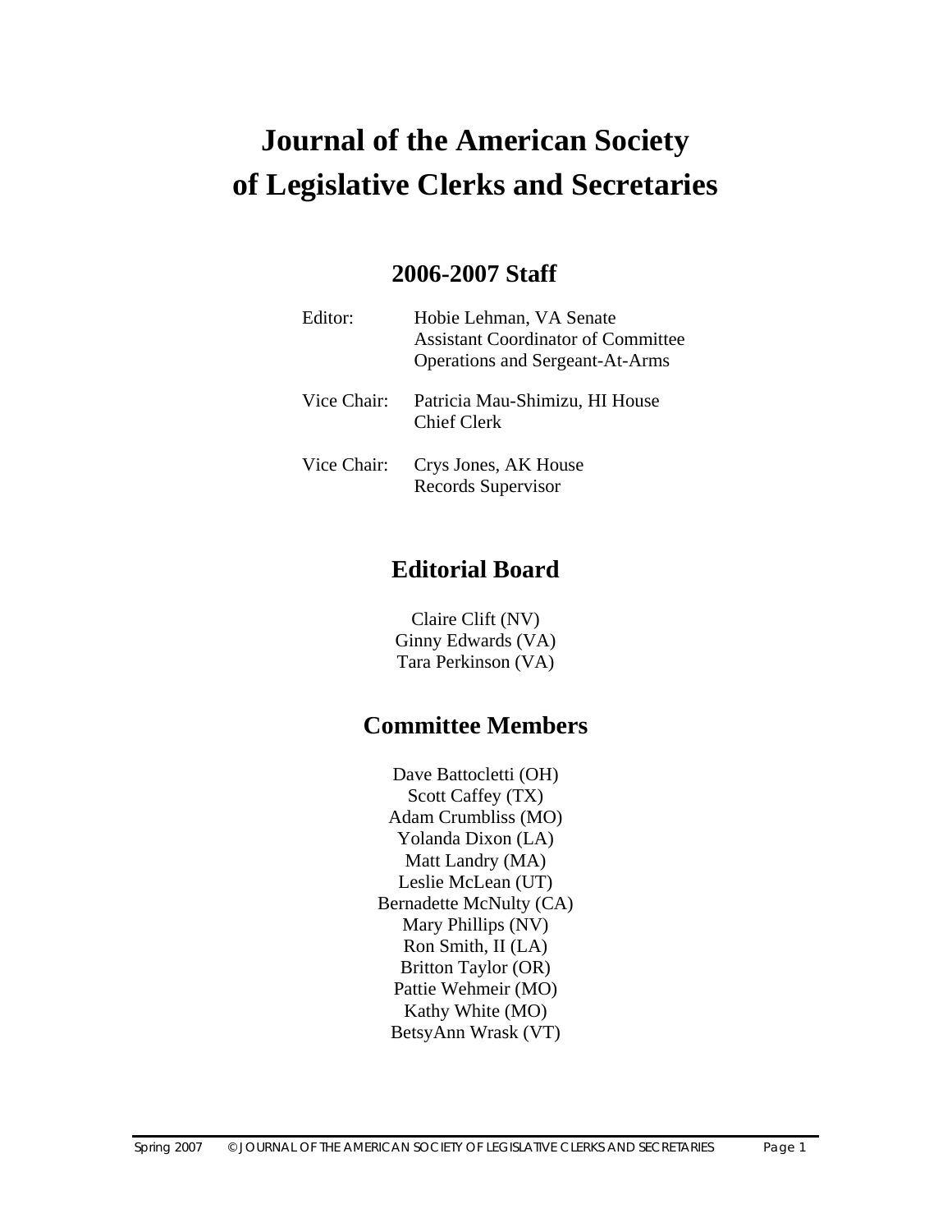# Journal of the American Society of Legislative Clerks and Secretaries

## 2006-2007 Staff

Editor: Hobie Lehman, VA Senate
Assistant Coordinator of Committee Operations and Sergeant-At-Arms

Vice Chair: Patricia Mau-Shimizu, HI House
Chief Clerk

Vice Chair: Crys Jones, AK House
Records Supervisor

## Editorial Board

Claire Clift (NV)
Ginny Edwards (VA)
Tara Perkinson (VA)

## Committee Members

Dave Battocletti (OH)
Scott Caffey (TX)
Adam Crumbliss (MO)
Yolanda Dixon (LA)
Matt Landry (MA)
Leslie McLean (UT)
Bernadette McNulty (CA)
Mary Phillips (NV)
Ron Smith, II (LA)
Britton Taylor (OR)
Pattie Wehmeir (MO)
Kathy White (MO)
BetsyAnn Wrask (VT)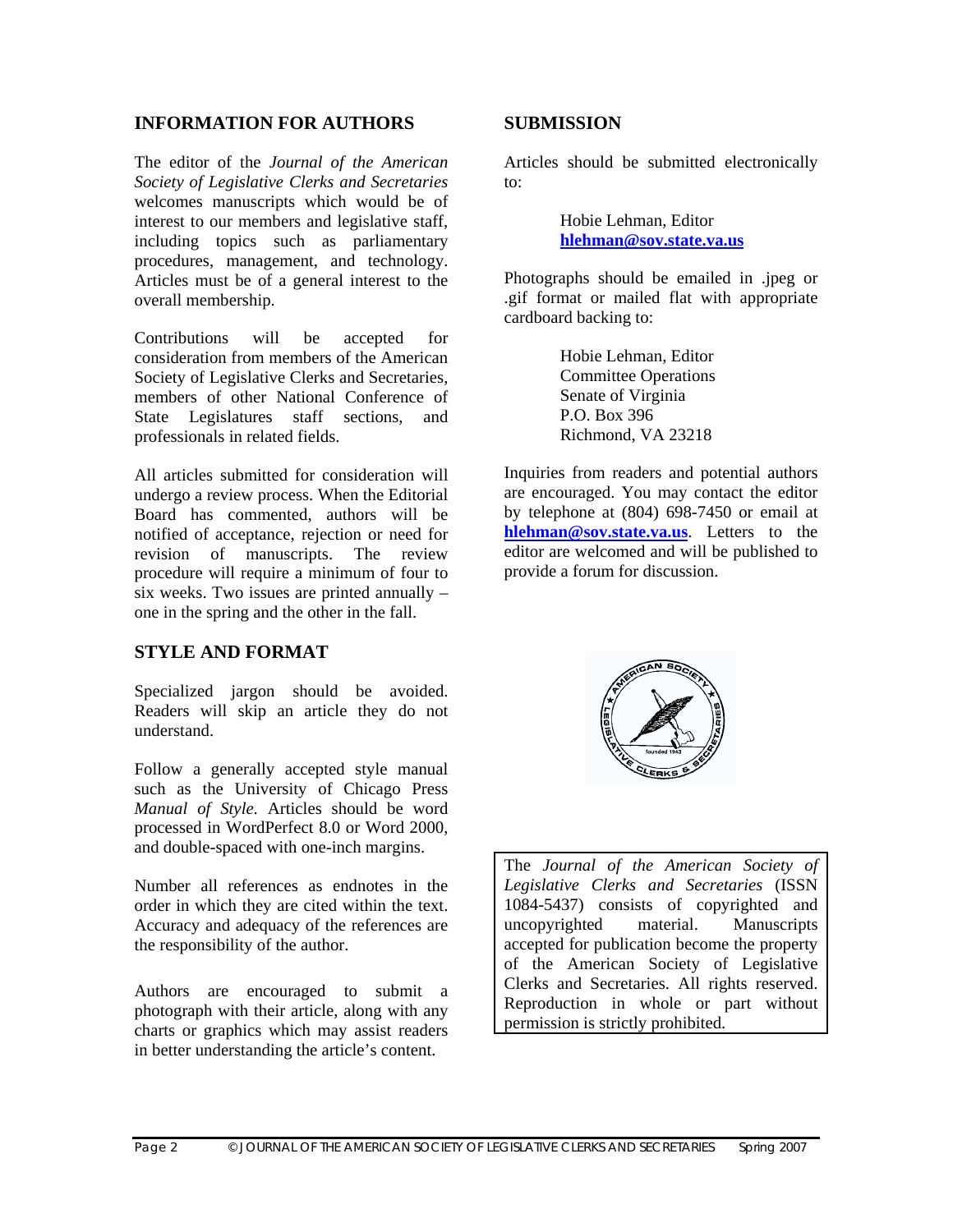## INFORMATION FOR AUTHORS

The editor of the *Journal of the American Society of Legislative Clerks and Secretaries* welcomes manuscripts which would be of interest to our members and legislative staff, including topics such as parliamentary procedures, management, and technology. Articles must be of a general interest to the overall membership.

Contributions will be accepted for consideration from members of the American Society of Legislative Clerks and Secretaries, members of other National Conference of State Legislatures staff sections, and professionals in related fields.

All articles submitted for consideration will undergo a review process. When the Editorial Board has commented, authors will be notified of acceptance, rejection or need for revision of manuscripts. The review procedure will require a minimum of four to six weeks. Two issues are printed annually – one in the spring and the other in the fall.

## STYLE AND FORMAT

Specialized jargon should be avoided. Readers will skip an article they do not understand.

Follow a generally accepted style manual such as the University of Chicago Press *Manual of Style.* Articles should be word processed in WordPerfect 8.0 or Word 2000, and double-spaced with one-inch margins.

Number all references as endnotes in the order in which they are cited within the text. Accuracy and adequacy of the references are the responsibility of the author.

Authors are encouraged to submit a photograph with their article, along with any charts or graphics which may assist readers in better understanding the article's content.

## SUBMISSION

Articles should be submitted electronically to:

Hobie Lehman, Editor
**hlehman@sov.state.va.us**

Photographs should be emailed in .jpeg or .gif format or mailed flat with appropriate cardboard backing to:

Hobie Lehman, Editor
Committee Operations
Senate of Virginia
P.O. Box 396
Richmond, VA 23218

Inquiries from readers and potential authors are encouraged. You may contact the editor by telephone at (804) 698-7450 or email at **hlehman@sov.state.va.us**. Letters to the editor are welcomed and will be published to provide a forum for discussion.

The *Journal of the American Society of Legislative Clerks and Secretaries* (ISSN 1084-5437) consists of copyrighted and uncopyrighted material. Manuscripts accepted for publication become the property of the American Society of Legislative Clerks and Secretaries. All rights reserved. Reproduction in whole or part without permission is strictly prohibited.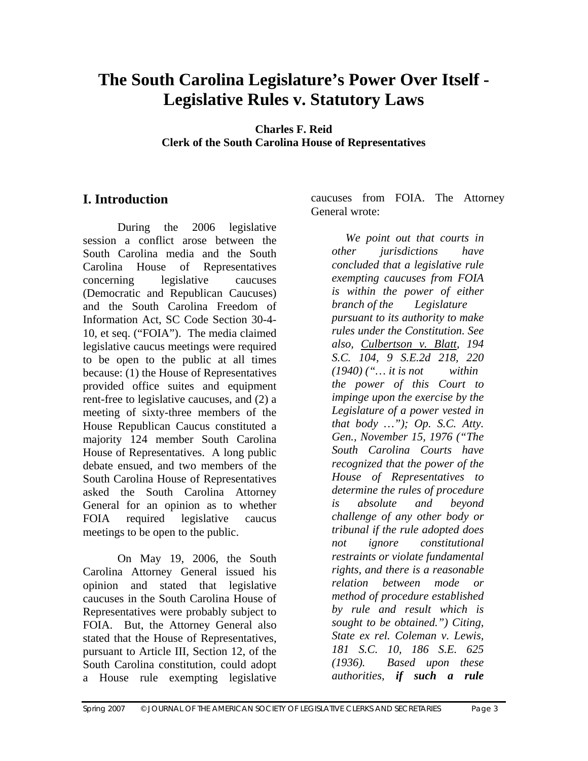// The page is an article opening: title, author, byline, then Introduction section in two columns. Extract in single-column reading order and drop the journal footer.
# The South Carolina Legislature's Power Over Itself - Legislative Rules v. Statutory Laws

**Charles F. Reid**
**Clerk of the South Carolina House of Representatives**

## I. Introduction

During the 2006 legislative session a conflict arose between the South Carolina media and the South Carolina House of Representatives concerning legislative caucuses (Democratic and Republican Caucuses) and the South Carolina Freedom of Information Act, SC Code Section 30-4-10, et seq. ("FOIA"). The media claimed legislative caucus meetings were required to be open to the public at all times because: (1) the House of Representatives provided office suites and equipment rent-free to legislative caucuses, and (2) a meeting of sixty-three members of the House Republican Caucus constituted a majority 124 member South Carolina House of Representatives. A long public debate ensued, and two members of the South Carolina House of Representatives asked the South Carolina Attorney General for an opinion as to whether FOIA required legislative caucus meetings to be open to the public.

On May 19, 2006, the South Carolina Attorney General issued his opinion and stated that legislative caucuses in the South Carolina House of Representatives were probably subject to FOIA. But, the Attorney General also stated that the House of Representatives, pursuant to Article III, Section 12, of the South Carolina constitution, could adopt a House rule exempting legislative caucuses from FOIA. The Attorney General wrote:

> *We point out that courts in other jurisdictions have concluded that a legislative rule exempting caucuses from FOIA is within the power of either branch of the Legislature pursuant to its authority to make rules under the Constitution. See also, <u>Culbertson v. Blatt</u>, 194 S.C. 104, 9 S.E.2d 218, 220 (1940) ("… it is not within the power of this Court to impinge upon the exercise by the Legislature of a power vested in that body …"); Op. S.C. Atty. Gen., November 15, 1976 ("The South Carolina Courts have recognized that the power of the House of Representatives to determine the rules of procedure is absolute and beyond challenge of any other body or tribunal if the rule adopted does not ignore constitutional restraints or violate fundamental rights, and there is a reasonable relation between mode or method of procedure established by rule and result which is sought to be obtained.") Citing, State ex rel. Coleman v. Lewis, 181 S.C. 10, 186 S.E. 625 (1936). Based upon these authorities, **if such a rule***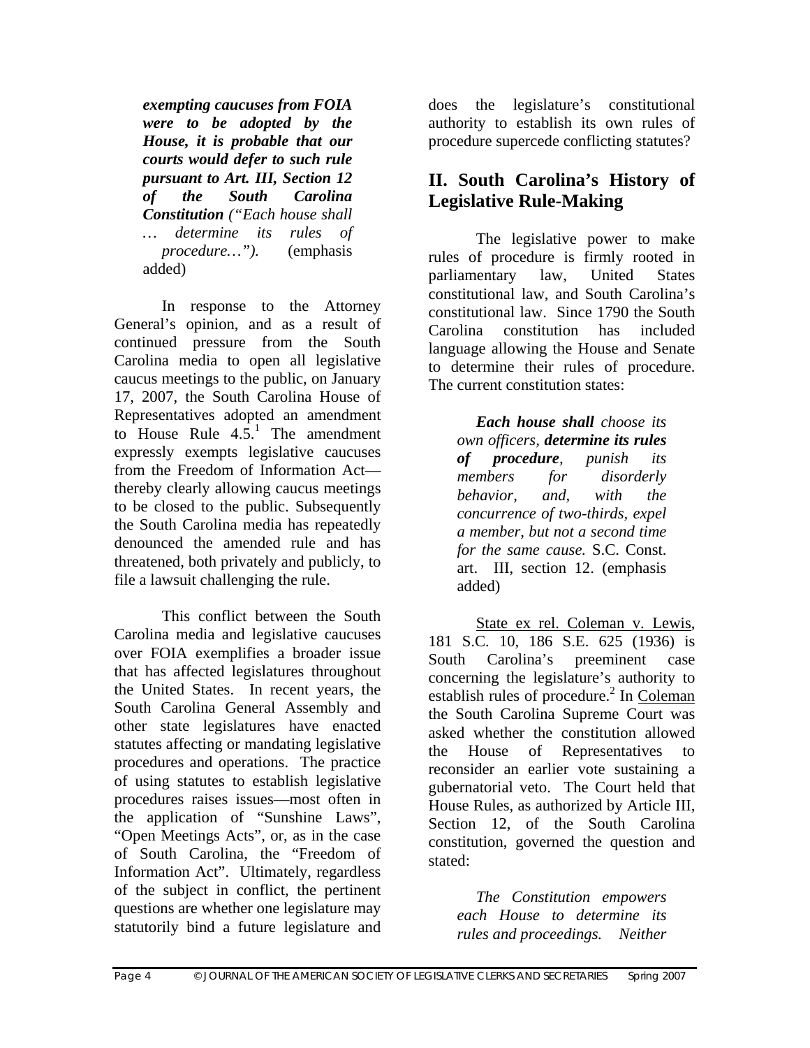***exempting caucuses from FOIA were to be adopted by the House, it is probable that our courts would defer to such rule pursuant to Art. III, Section 12 of the South Carolina Constitution** ("Each house shall … determine its rules of procedure…").* (emphasis added)

In response to the Attorney General's opinion, and as a result of continued pressure from the South Carolina media to open all legislative caucus meetings to the public, on January 17, 2007, the South Carolina House of Representatives adopted an amendment to House Rule 4.5.[1] The amendment expressly exempts legislative caucuses from the Freedom of Information Act—thereby clearly allowing caucus meetings to be closed to the public. Subsequently the South Carolina media has repeatedly denounced the amended rule and has threatened, both privately and publicly, to file a lawsuit challenging the rule.

This conflict between the South Carolina media and legislative caucuses over FOIA exemplifies a broader issue that has affected legislatures throughout the United States. In recent years, the South Carolina General Assembly and other state legislatures have enacted statutes affecting or mandating legislative procedures and operations. The practice of using statutes to establish legislative procedures raises issues—most often in the application of "Sunshine Laws", "Open Meetings Acts", or, as in the case of South Carolina, the "Freedom of Information Act". Ultimately, regardless of the subject in conflict, the pertinent questions are whether one legislature may statutorily bind a future legislature and does the legislature's constitutional authority to establish its own rules of procedure supercede conflicting statutes?

## II. South Carolina's History of Legislative Rule-Making

The legislative power to make rules of procedure is firmly rooted in parliamentary law, United States constitutional law, and South Carolina's constitutional law. Since 1790 the South Carolina constitution has included language allowing the House and Senate to determine their rules of procedure. The current constitution states:

> ***Each house shall** choose its own officers, **determine its rules of procedure**, punish its members for disorderly behavior, and, with the concurrence of two-thirds, expel a member, but not a second time for the same cause.* S.C. Const. art. III, section 12. (emphasis added)

State ex rel. Coleman v. Lewis, 181 S.C. 10, 186 S.E. 625 (1936) is South Carolina's preeminent case concerning the legislature's authority to establish rules of procedure.[2] In Coleman the South Carolina Supreme Court was asked whether the constitution allowed the House of Representatives to reconsider an earlier vote sustaining a gubernatorial veto. The Court held that House Rules, as authorized by Article III, Section 12, of the South Carolina constitution, governed the question and stated:

> *The Constitution empowers each House to determine its rules and proceedings. Neither*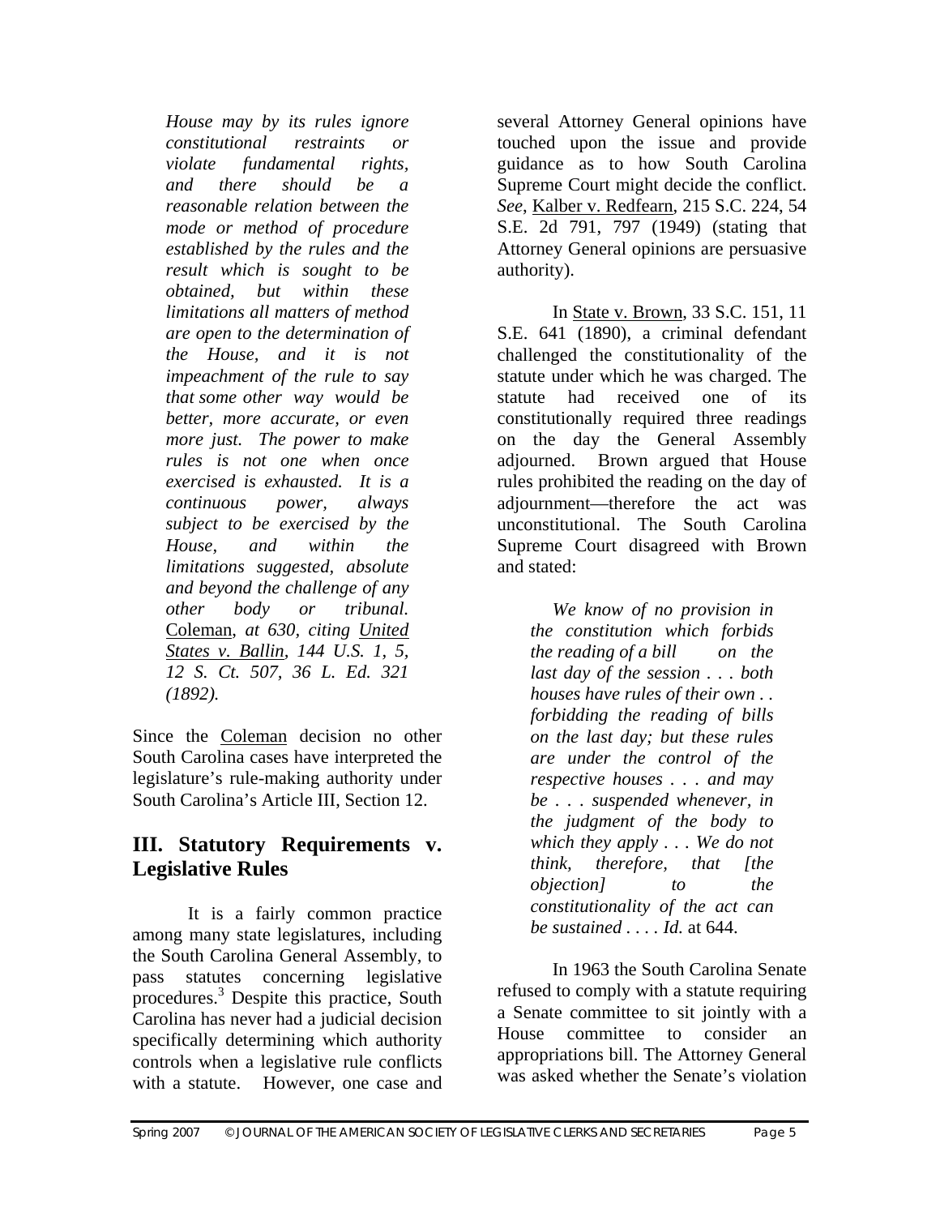*House may by its rules ignore constitutional restraints or violate fundamental rights, and there should be a reasonable relation between the mode or method of procedure established by the rules and the result which is sought to be obtained, but within these limitations all matters of method are open to the determination of the House, and it is not impeachment of the rule to say that some other way would be better, more accurate, or even more just. The power to make rules is not one when once exercised is exhausted. It is a continuous power, always subject to be exercised by the House, and within the limitations suggested, absolute and beyond the challenge of any other body or tribunal.* Coleman, *at 630, citing* United States v. Ballin, *144 U.S. 1, 5, 12 S. Ct. 507, 36 L. Ed. 321 (1892).*

Since the Coleman decision no other South Carolina cases have interpreted the legislature's rule-making authority under South Carolina's Article III, Section 12.

## III. Statutory Requirements v. Legislative Rules

It is a fairly common practice among many state legislatures, including the South Carolina General Assembly, to pass statutes concerning legislative procedures.[3] Despite this practice, South Carolina has never had a judicial decision specifically determining which authority controls when a legislative rule conflicts with a statute. However, one case and several Attorney General opinions have touched upon the issue and provide guidance as to how South Carolina Supreme Court might decide the conflict. *See*, Kalber v. Redfearn, 215 S.C. 224, 54 S.E. 2d 791, 797 (1949) (stating that Attorney General opinions are persuasive authority).

In State v. Brown, 33 S.C. 151, 11 S.E. 641 (1890), a criminal defendant challenged the constitutionality of the statute under which he was charged. The statute had received one of its constitutionally required three readings on the day the General Assembly adjourned. Brown argued that House rules prohibited the reading on the day of adjournment—therefore the act was unconstitutional. The South Carolina Supreme Court disagreed with Brown and stated:

> *We know of no provision in the constitution which forbids the reading of a bill on the last day of the session . . . both houses have rules of their own . . forbidding the reading of bills on the last day; but these rules are under the control of the respective houses . . . and may be . . . suspended whenever, in the judgment of the body to which they apply . . . We do not think, therefore, that [the objection] to the constitutionality of the act can be sustained . . . . Id.* at 644.

In 1963 the South Carolina Senate refused to comply with a statute requiring a Senate committee to sit jointly with a House committee to consider an appropriations bill. The Attorney General was asked whether the Senate's violation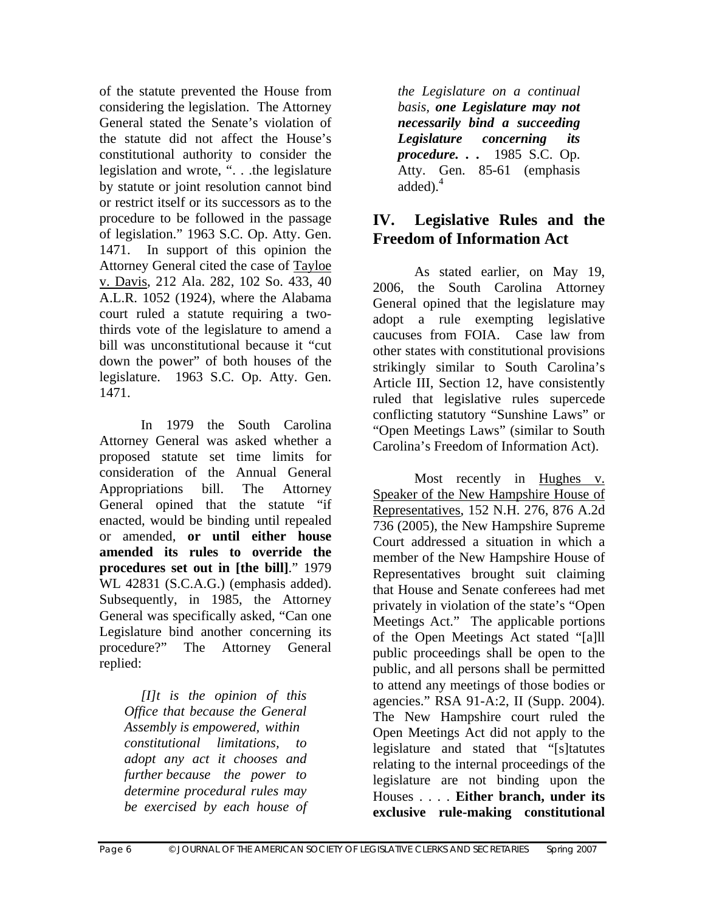of the statute prevented the House from considering the legislation. The Attorney General stated the Senate's violation of the statute did not affect the House's constitutional authority to consider the legislation and wrote, ". . .the legislature by statute or joint resolution cannot bind or restrict itself or its successors as to the procedure to be followed in the passage of legislation." 1963 S.C. Op. Atty. Gen. 1471. In support of this opinion the Attorney General cited the case of Tayloe v. Davis, 212 Ala. 282, 102 So. 433, 40 A.L.R. 1052 (1924), where the Alabama court ruled a statute requiring a two-thirds vote of the legislature to amend a bill was unconstitutional because it "cut down the power" of both houses of the legislature. 1963 S.C. Op. Atty. Gen. 1471.

In 1979 the South Carolina Attorney General was asked whether a proposed statute set time limits for consideration of the Annual General Appropriations bill. The Attorney General opined that the statute "if enacted, would be binding until repealed or amended, **or until either house amended its rules to override the procedures set out in [the bill]**." 1979 WL 42831 (S.C.A.G.) (emphasis added). Subsequently, in 1985, the Attorney General was specifically asked, "Can one Legislature bind another concerning its procedure?" The Attorney General replied:

> *[I]t is the opinion of this Office that because the General Assembly is empowered, within constitutional limitations, to adopt any act it chooses and further because the power to determine procedural rules may be exercised by each house of the Legislature on a continual basis,* ***one Legislature may not necessarily bind a succeeding Legislature concerning its procedure. . .*** 1985 S.C. Op. Atty. Gen. 85-61 (emphasis added).[4]

## IV. Legislative Rules and the Freedom of Information Act

As stated earlier, on May 19, 2006, the South Carolina Attorney General opined that the legislature may adopt a rule exempting legislative caucuses from FOIA. Case law from other states with constitutional provisions strikingly similar to South Carolina's Article III, Section 12, have consistently ruled that legislative rules supercede conflicting statutory "Sunshine Laws" or "Open Meetings Laws" (similar to South Carolina's Freedom of Information Act).

Most recently in Hughes v. Speaker of the New Hampshire House of Representatives, 152 N.H. 276, 876 A.2d 736 (2005), the New Hampshire Supreme Court addressed a situation in which a member of the New Hampshire House of Representatives brought suit claiming that House and Senate conferees had met privately in violation of the state's "Open Meetings Act." The applicable portions of the Open Meetings Act stated "[a]ll public proceedings shall be open to the public, and all persons shall be permitted to attend any meetings of those bodies or agencies." RSA 91-A:2, II (Supp. 2004). The New Hampshire court ruled the Open Meetings Act did not apply to the legislature and stated that "[s]tatutes relating to the internal proceedings of the legislature are not binding upon the Houses . . . . **Either branch, under its exclusive rule-making constitutional**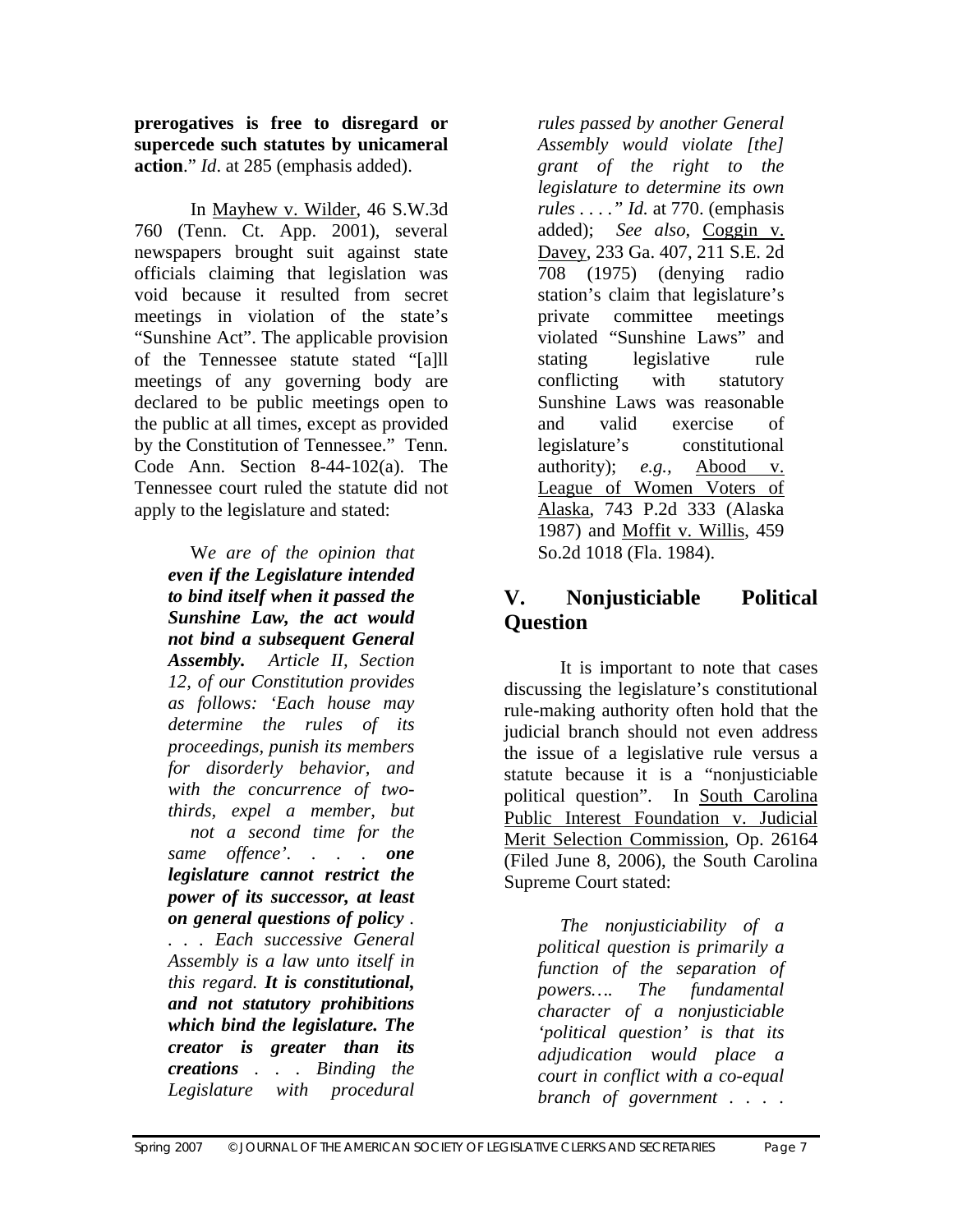**prerogatives is free to disregard or supercede such statutes by unicameral action**." *Id*. at 285 (emphasis added).

In Mayhew v. Wilder, 46 S.W.3d 760 (Tenn. Ct. App. 2001), several newspapers brought suit against state officials claiming that legislation was void because it resulted from secret meetings in violation of the state's "Sunshine Act". The applicable provision of the Tennessee statute stated "[a]ll meetings of any governing body are declared to be public meetings open to the public at all times, except as provided by the Constitution of Tennessee." Tenn. Code Ann. Section 8-44-102(a). The Tennessee court ruled the statute did not apply to the legislature and stated:

> W*e are of the opinion that* ***even if the Legislature intended to bind itself when it passed the Sunshine Law, the act would not bind a subsequent General Assembly.*** *Article II, Section 12, of our Constitution provides as follows: 'Each house may determine the rules of its proceedings, punish its members for disorderly behavior, and with the concurrence of two-thirds, expel a member, but not a second time for the same offence'. . . .* ***one legislature cannot restrict the power of its successor, at least on general questions of policy*** *. . . . Each successive General Assembly is a law unto itself in this regard.* ***It is constitutional, and not statutory prohibitions which bind the legislature. The creator is greater than its creations*** *. . . Binding the Legislature with procedural rules passed by another General Assembly would violate [the] grant of the right to the legislature to determine its own rules . . . ." Id.* at 770. (emphasis added); *See also*, Coggin v. Davey, 233 Ga. 407, 211 S.E. 2d 708 (1975) (denying radio station's claim that legislature's private committee meetings violated "Sunshine Laws" and stating legislative rule conflicting with statutory Sunshine Laws was reasonable and valid exercise of legislature's constitutional authority); *e.g.,* Abood v. League of Women Voters of Alaska, 743 P.2d 333 (Alaska 1987) and Moffit v. Willis, 459 So.2d 1018 (Fla. 1984).

## V. Nonjusticiable Political Question

It is important to note that cases discussing the legislature's constitutional rule-making authority often hold that the judicial branch should not even address the issue of a legislative rule versus a statute because it is a "nonjusticiable political question". In South Carolina Public Interest Foundation v. Judicial Merit Selection Commission, Op. 26164 (Filed June 8, 2006), the South Carolina Supreme Court stated:

> *The nonjusticiability of a political question is primarily a function of the separation of powers…. The fundamental character of a nonjusticiable 'political question' is that its adjudication would place a court in conflict with a co-equal branch of government . . . .*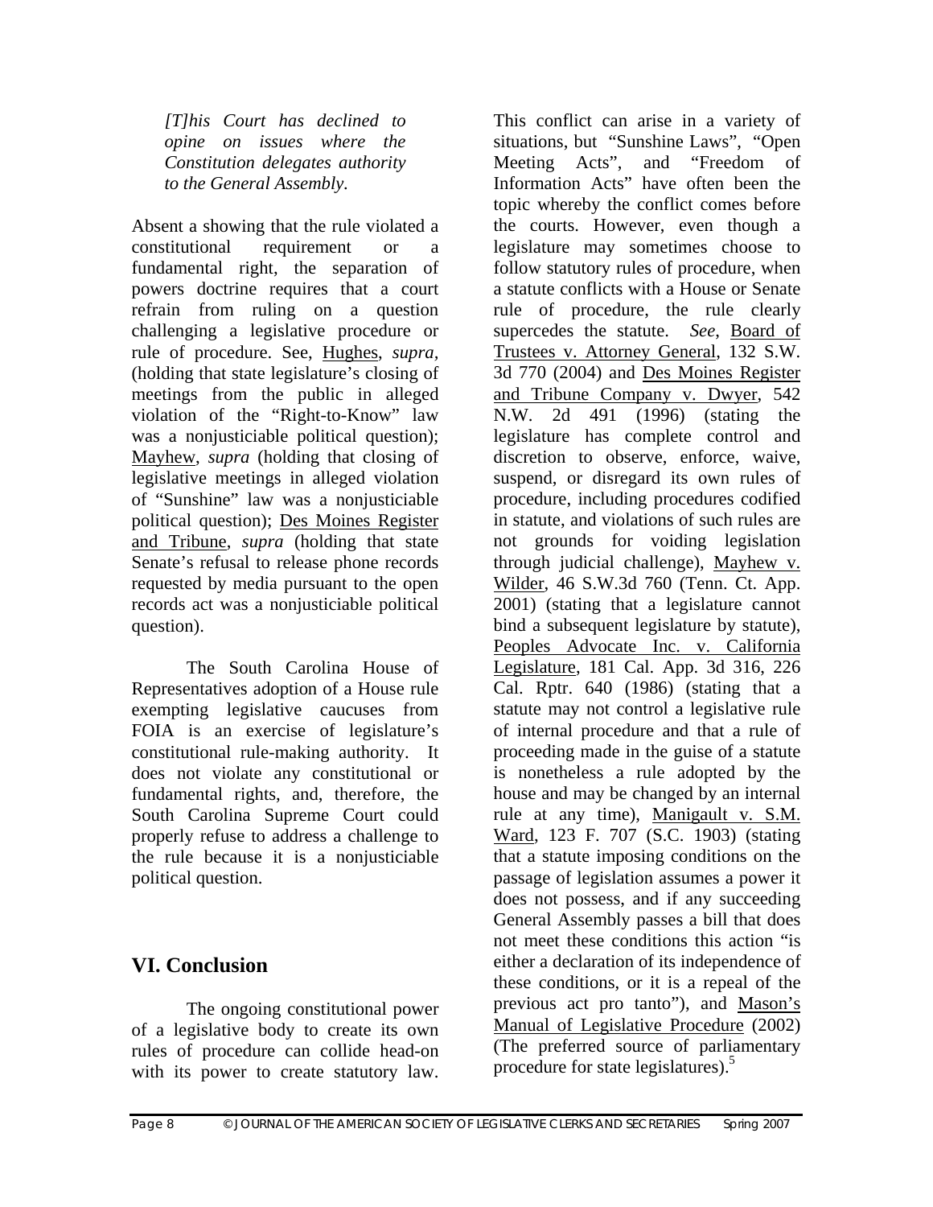*[T]his Court has declined to opine on issues where the Constitution delegates authority to the General Assembly.*

Absent a showing that the rule violated a constitutional requirement or a fundamental right, the separation of powers doctrine requires that a court refrain from ruling on a question challenging a legislative procedure or rule of procedure. See, Hughes, *supra,* (holding that state legislature's closing of meetings from the public in alleged violation of the "Right-to-Know" law was a nonjusticiable political question); Mayhew, *supra* (holding that closing of legislative meetings in alleged violation of "Sunshine" law was a nonjusticiable political question); Des Moines Register and Tribune, *supra* (holding that state Senate's refusal to release phone records requested by media pursuant to the open records act was a nonjusticiable political question).

The South Carolina House of Representatives adoption of a House rule exempting legislative caucuses from FOIA is an exercise of legislature's constitutional rule-making authority. It does not violate any constitutional or fundamental rights, and, therefore, the South Carolina Supreme Court could properly refuse to address a challenge to the rule because it is a nonjusticiable political question.

## VI. Conclusion

The ongoing constitutional power of a legislative body to create its own rules of procedure can collide head-on with its power to create statutory law. This conflict can arise in a variety of situations, but "Sunshine Laws", "Open Meeting Acts", and "Freedom of Information Acts" have often been the topic whereby the conflict comes before the courts. However, even though a legislature may sometimes choose to follow statutory rules of procedure, when a statute conflicts with a House or Senate rule of procedure, the rule clearly supercedes the statute. *See*, Board of Trustees v. Attorney General, 132 S.W. 3d 770 (2004) and Des Moines Register and Tribune Company v. Dwyer, 542 N.W. 2d 491 (1996) (stating the legislature has complete control and discretion to observe, enforce, waive, suspend, or disregard its own rules of procedure, including procedures codified in statute, and violations of such rules are not grounds for voiding legislation through judicial challenge), Mayhew v. Wilder, 46 S.W.3d 760 (Tenn. Ct. App. 2001) (stating that a legislature cannot bind a subsequent legislature by statute), Peoples Advocate Inc. v. California Legislature, 181 Cal. App. 3d 316, 226 Cal. Rptr. 640 (1986) (stating that a statute may not control a legislative rule of internal procedure and that a rule of proceeding made in the guise of a statute is nonetheless a rule adopted by the house and may be changed by an internal rule at any time), Manigault v. S.M. Ward, 123 F. 707 (S.C. 1903) (stating that a statute imposing conditions on the passage of legislation assumes a power it does not possess, and if any succeeding General Assembly passes a bill that does not meet these conditions this action "is either a declaration of its independence of these conditions, or it is a repeal of the previous act pro tanto"), and Mason's Manual of Legislative Procedure (2002) (The preferred source of parliamentary procedure for state legislatures).[5]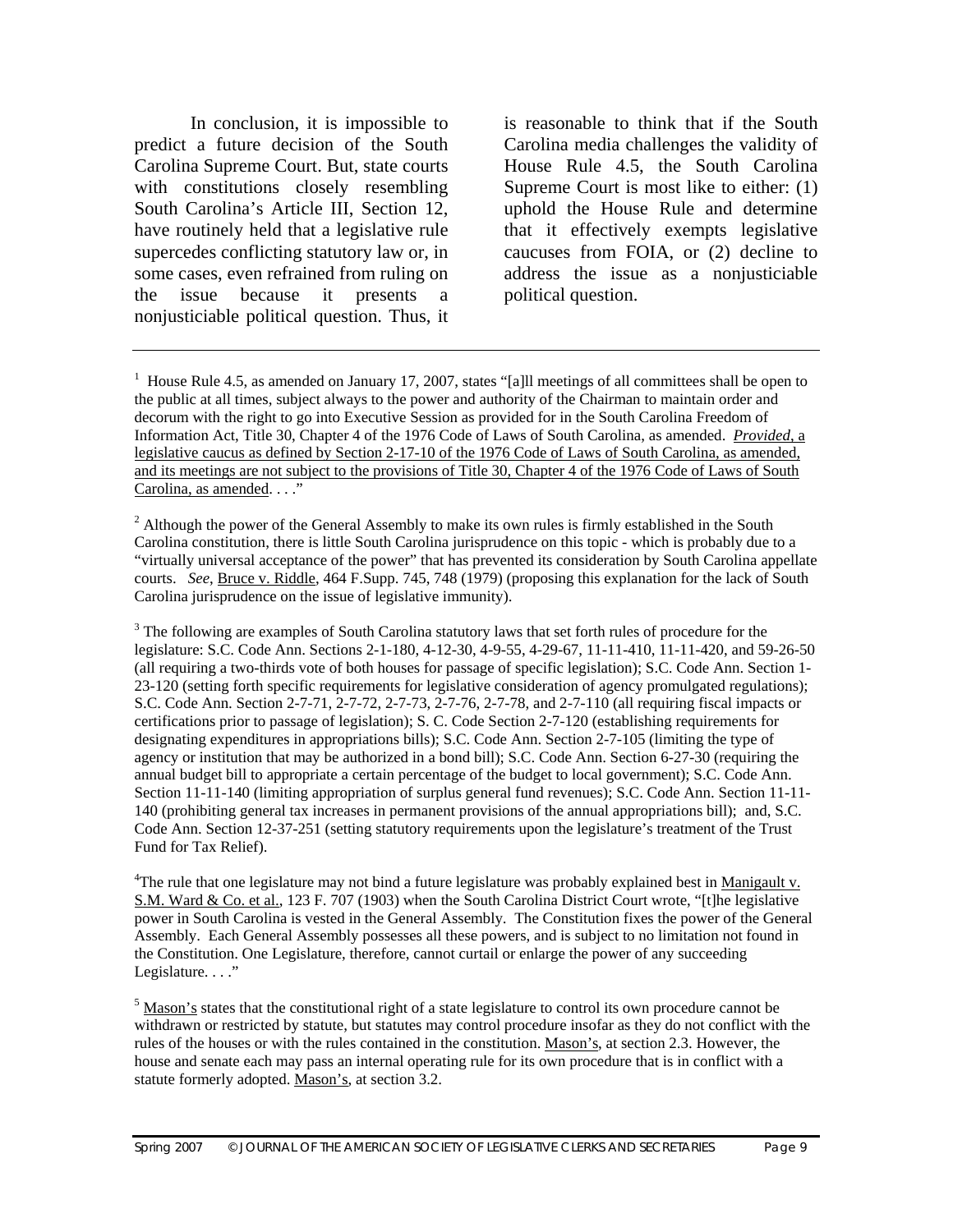In conclusion, it is impossible to predict a future decision of the South Carolina Supreme Court. But, state courts with constitutions closely resembling South Carolina's Article III, Section 12, have routinely held that a legislative rule supercedes conflicting statutory law or, in some cases, even refrained from ruling on the issue because it presents a nonjusticiable political question. Thus, it is reasonable to think that if the South Carolina media challenges the validity of House Rule 4.5, the South Carolina Supreme Court is most like to either: (1) uphold the House Rule and determine that it effectively exempts legislative caucuses from FOIA, or (2) decline to address the issue as a nonjusticiable political question.

---

[1] House Rule 4.5, as amended on January 17, 2007, states "[a]ll meetings of all committees shall be open to the public at all times, subject always to the power and authority of the Chairman to maintain order and decorum with the right to go into Executive Session as provided for in the South Carolina Freedom of Information Act, Title 30, Chapter 4 of the 1976 Code of Laws of South Carolina, as amended. <u>*Provided*, a legislative caucus as defined by Section 2-17-10 of the 1976 Code of Laws of South Carolina, as amended, and its meetings are not subject to the provisions of Title 30, Chapter 4 of the 1976 Code of Laws of South Carolina, as amended</u>. . . ."

[2] Although the power of the General Assembly to make its own rules is firmly established in the South Carolina constitution, there is little South Carolina jurisprudence on this topic - which is probably due to a "virtually universal acceptance of the power" that has prevented its consideration by South Carolina appellate courts. *See*, <u>Bruce v. Riddle</u>, 464 F.Supp. 745, 748 (1979) (proposing this explanation for the lack of South Carolina jurisprudence on the issue of legislative immunity).

[3] The following are examples of South Carolina statutory laws that set forth rules of procedure for the legislature: S.C. Code Ann. Sections 2-1-180, 4-12-30, 4-9-55, 4-29-67, 11-11-410, 11-11-420, and 59-26-50 (all requiring a two-thirds vote of both houses for passage of specific legislation); S.C. Code Ann. Section 1-23-120 (setting forth specific requirements for legislative consideration of agency promulgated regulations); S.C. Code Ann. Section 2-7-71, 2-7-72, 2-7-73, 2-7-76, 2-7-78, and 2-7-110 (all requiring fiscal impacts or certifications prior to passage of legislation); S. C. Code Section 2-7-120 (establishing requirements for designating expenditures in appropriations bills); S.C. Code Ann. Section 2-7-105 (limiting the type of agency or institution that may be authorized in a bond bill); S.C. Code Ann. Section 6-27-30 (requiring the annual budget bill to appropriate a certain percentage of the budget to local government); S.C. Code Ann. Section 11-11-140 (limiting appropriation of surplus general fund revenues); S.C. Code Ann. Section 11-11-140 (prohibiting general tax increases in permanent provisions of the annual appropriations bill); and, S.C. Code Ann. Section 12-37-251 (setting statutory requirements upon the legislature's treatment of the Trust Fund for Tax Relief).

[4] The rule that one legislature may not bind a future legislature was probably explained best in <u>Manigault v. S.M. Ward & Co. et al.</u>, 123 F. 707 (1903) when the South Carolina District Court wrote, "[t]he legislative power in South Carolina is vested in the General Assembly. The Constitution fixes the power of the General Assembly. Each General Assembly possesses all these powers, and is subject to no limitation not found in the Constitution. One Legislature, therefore, cannot curtail or enlarge the power of any succeeding Legislature. . . ."

[5] <u>Mason's</u> states that the constitutional right of a state legislature to control its own procedure cannot be withdrawn or restricted by statute, but statutes may control procedure insofar as they do not conflict with the rules of the houses or with the rules contained in the constitution. <u>Mason's</u>, at section 2.3. However, the house and senate each may pass an internal operating rule for its own procedure that is in conflict with a statute formerly adopted. <u>Mason's</u>, at section 3.2.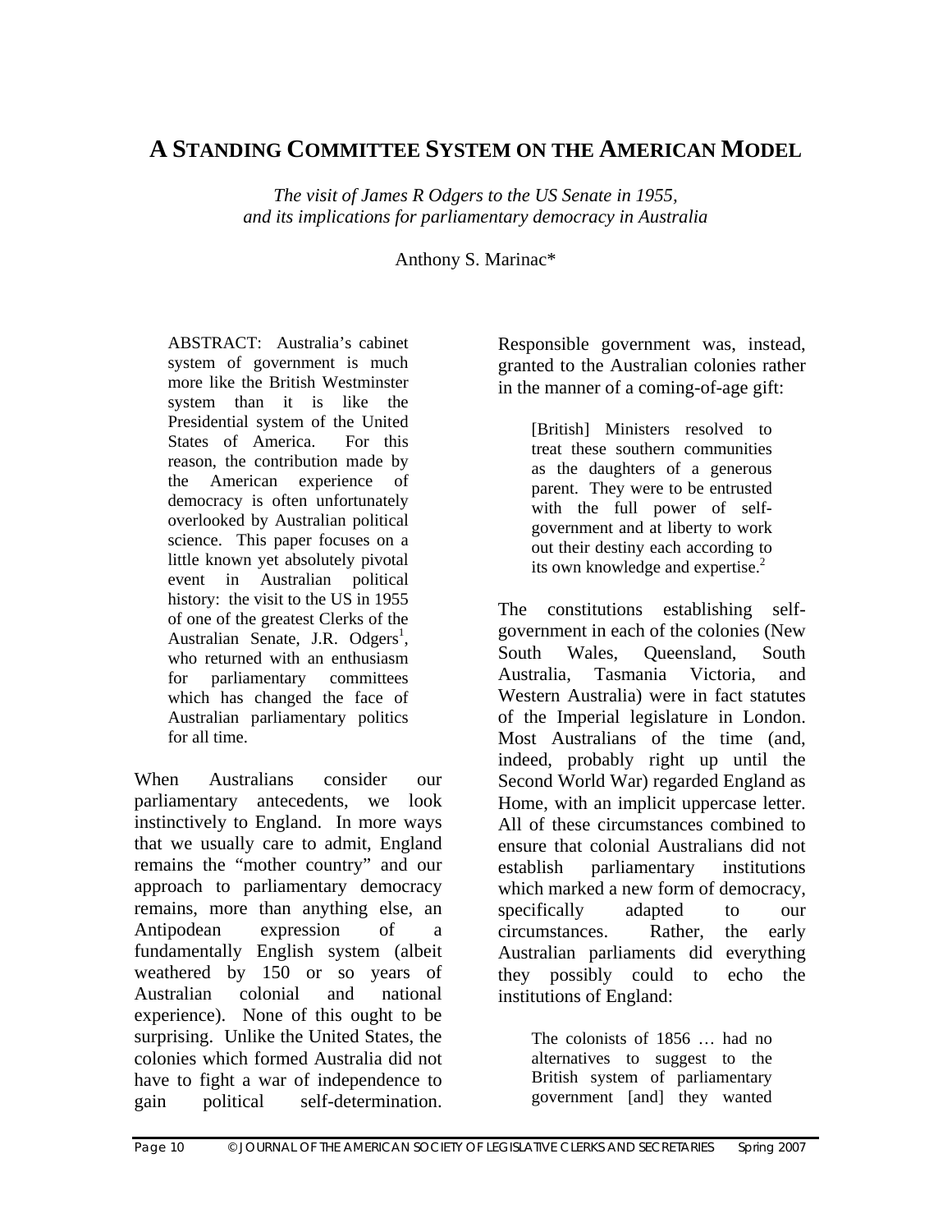# A Standing Committee System on the American Model

*The visit of James R Odgers to the US Senate in 1955, and its implications for parliamentary democracy in Australia*

Anthony S. Marinac*

> ABSTRACT: Australia's cabinet system of government is much more like the British Westminster system than it is like the Presidential system of the United States of America. For this reason, the contribution made by the American experience of democracy is often unfortunately overlooked by Australian political science. This paper focuses on a little known yet absolutely pivotal event in Australian political history: the visit to the US in 1955 of one of the greatest Clerks of the Australian Senate, J.R. Odgers[1], who returned with an enthusiasm for parliamentary committees which has changed the face of Australian parliamentary politics for all time.

When Australians consider our parliamentary antecedents, we look instinctively to England. In more ways that we usually care to admit, England remains the "mother country" and our approach to parliamentary democracy remains, more than anything else, an Antipodean expression of a fundamentally English system (albeit weathered by 150 or so years of Australian colonial and national experience). None of this ought to be surprising. Unlike the United States, the colonies which formed Australia did not have to fight a war of independence to gain political self-determination. Responsible government was, instead, granted to the Australian colonies rather in the manner of a coming-of-age gift:

> [British] Ministers resolved to treat these southern communities as the daughters of a generous parent. They were to be entrusted with the full power of self-government and at liberty to work out their destiny each according to its own knowledge and expertise.[2]

The constitutions establishing self-government in each of the colonies (New South Wales, Queensland, South Australia, Tasmania Victoria, and Western Australia) were in fact statutes of the Imperial legislature in London. Most Australians of the time (and, indeed, probably right up until the Second World War) regarded England as Home, with an implicit uppercase letter. All of these circumstances combined to ensure that colonial Australians did not establish parliamentary institutions which marked a new form of democracy, specifically adapted to our circumstances. Rather, the early Australian parliaments did everything they possibly could to echo the institutions of England:

> The colonists of 1856 … had no alternatives to suggest to the British system of parliamentary government [and] they wanted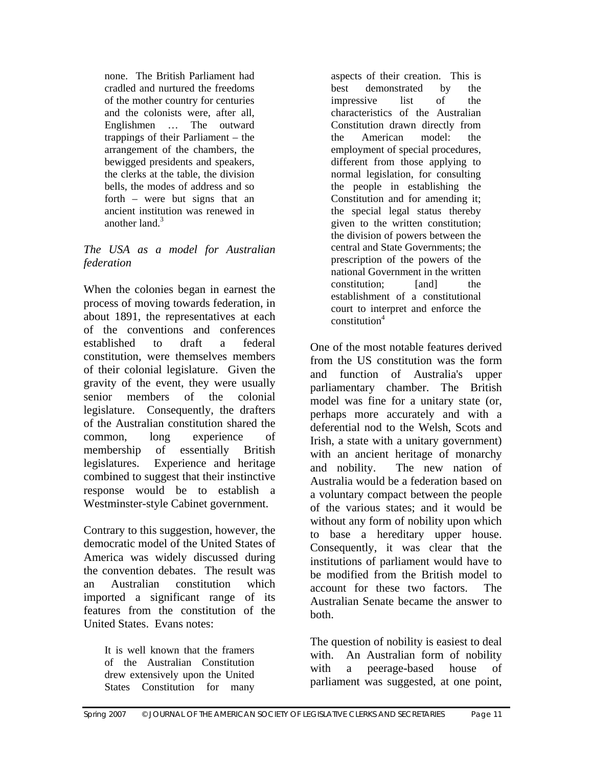> none. The British Parliament had cradled and nurtured the freedoms of the mother country for centuries and the colonists were, after all, Englishmen … The outward trappings of their Parliament – the arrangement of the chambers, the bewigged presidents and speakers, the clerks at the table, the division bells, the modes of address and so forth – were but signs that an ancient institution was renewed in another land.[3]

*The USA as a model for Australian federation*

When the colonies began in earnest the process of moving towards federation, in about 1891, the representatives at each of the conventions and conferences established to draft a federal constitution, were themselves members of their colonial legislature. Given the gravity of the event, they were usually senior members of the colonial legislature. Consequently, the drafters of the Australian constitution shared the common, long experience of membership of essentially British legislatures. Experience and heritage combined to suggest that their instinctive response would be to establish a Westminster-style Cabinet government.

Contrary to this suggestion, however, the democratic model of the United States of America was widely discussed during the convention debates. The result was an Australian constitution which imported a significant range of its features from the constitution of the United States. Evans notes:

> It is well known that the framers of the Australian Constitution drew extensively upon the United States Constitution for many aspects of their creation. This is best demonstrated by the impressive list of the characteristics of the Australian Constitution drawn directly from the American model: the employment of special procedures, different from those applying to normal legislation, for consulting the people in establishing the Constitution and for amending it; the special legal status thereby given to the written constitution; the division of powers between the central and State Governments; the prescription of the powers of the national Government in the written constitution; [and] the establishment of a constitutional court to interpret and enforce the constitution[4]

One of the most notable features derived from the US constitution was the form and function of Australia's upper parliamentary chamber. The British model was fine for a unitary state (or, perhaps more accurately and with a deferential nod to the Welsh, Scots and Irish, a state with a unitary government) with an ancient heritage of monarchy and nobility. The new nation of Australia would be a federation based on a voluntary compact between the people of the various states; and it would be without any form of nobility upon which to base a hereditary upper house. Consequently, it was clear that the institutions of parliament would have to be modified from the British model to account for these two factors. The Australian Senate became the answer to both.

The question of nobility is easiest to deal with. An Australian form of nobility with a peerage-based house of parliament was suggested, at one point,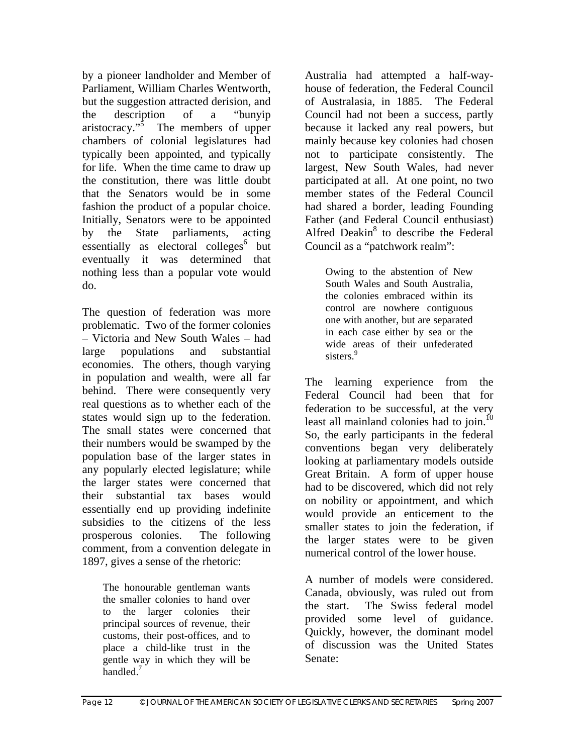by a pioneer landholder and Member of Parliament, William Charles Wentworth, but the suggestion attracted derision, and the description of a "bunyip aristocracy."[5] The members of upper chambers of colonial legislatures had typically been appointed, and typically for life. When the time came to draw up the constitution, there was little doubt that the Senators would be in some fashion the product of a popular choice. Initially, Senators were to be appointed by the State parliaments, acting essentially as electoral colleges[6] but eventually it was determined that nothing less than a popular vote would do.

The question of federation was more problematic. Two of the former colonies – Victoria and New South Wales – had large populations and substantial economies. The others, though varying in population and wealth, were all far behind. There were consequently very real questions as to whether each of the states would sign up to the federation. The small states were concerned that their numbers would be swamped by the population base of the larger states in any popularly elected legislature; while the larger states were concerned that their substantial tax bases would essentially end up providing indefinite subsidies to the citizens of the less prosperous colonies. The following comment, from a convention delegate in 1897, gives a sense of the rhetoric:

> The honourable gentleman wants the smaller colonies to hand over to the larger colonies their principal sources of revenue, their customs, their post-offices, and to place a child-like trust in the gentle way in which they will be handled.[7]

Australia had attempted a half-way-house of federation, the Federal Council of Australasia, in 1885. The Federal Council had not been a success, partly because it lacked any real powers, but mainly because key colonies had chosen not to participate consistently. The largest, New South Wales, had never participated at all. At one point, no two member states of the Federal Council had shared a border, leading Founding Father (and Federal Council enthusiast) Alfred Deakin[8] to describe the Federal Council as a "patchwork realm":

> Owing to the abstention of New South Wales and South Australia, the colonies embraced within its control are nowhere contiguous one with another, but are separated in each case either by sea or the wide areas of their unfederated sisters.[9]

The learning experience from the Federal Council had been that for federation to be successful, at the very least all mainland colonies had to join.[10] So, the early participants in the federal conventions began very deliberately looking at parliamentary models outside Great Britain. A form of upper house had to be discovered, which did not rely on nobility or appointment, and which would provide an enticement to the smaller states to join the federation, if the larger states were to be given numerical control of the lower house.

A number of models were considered. Canada, obviously, was ruled out from the start. The Swiss federal model provided some level of guidance. Quickly, however, the dominant model of discussion was the United States Senate: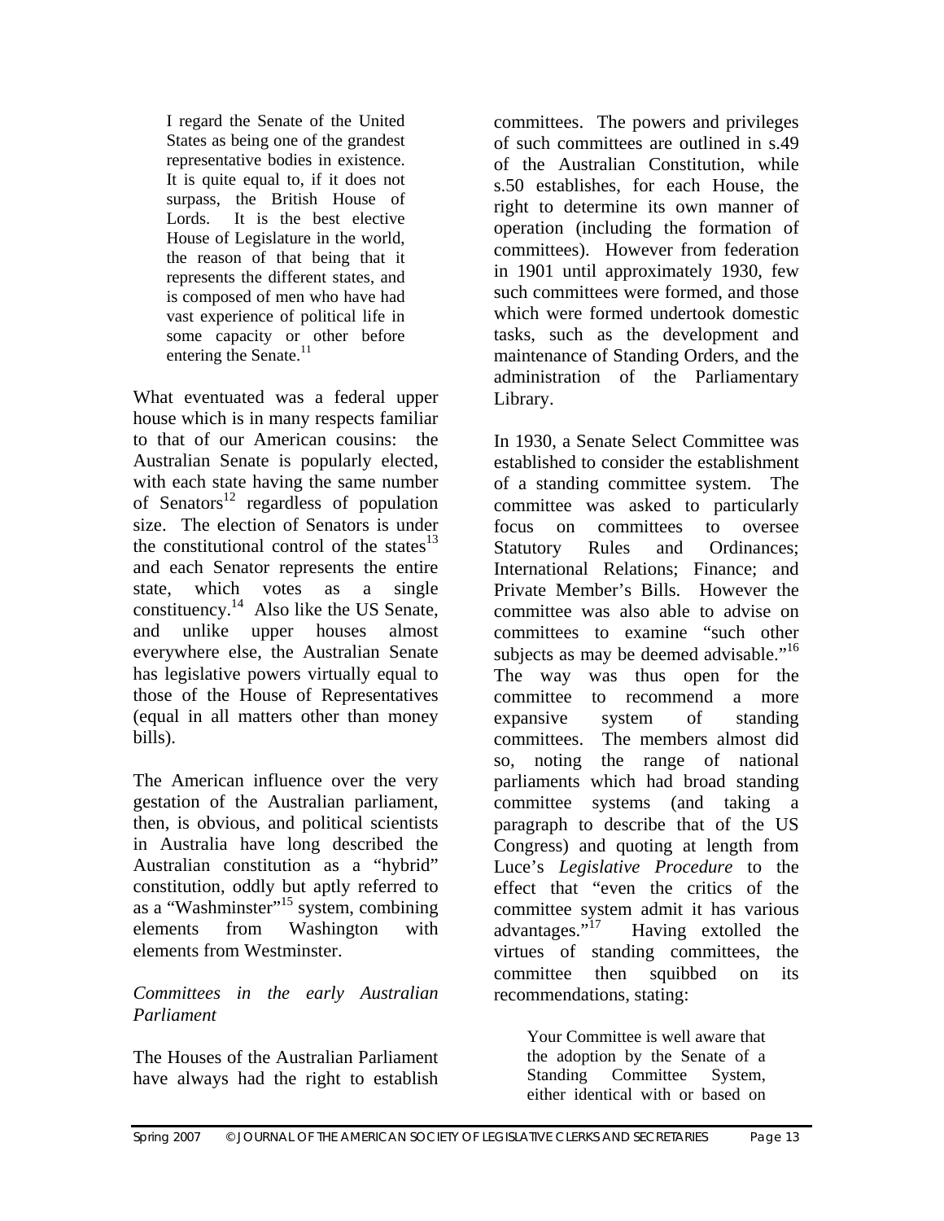> I regard the Senate of the United States as being one of the grandest representative bodies in existence. It is quite equal to, if it does not surpass, the British House of Lords. It is the best elective House of Legislature in the world, the reason of that being that it represents the different states, and is composed of men who have had vast experience of political life in some capacity or other before entering the Senate.[11]

What eventuated was a federal upper house which is in many respects familiar to that of our American cousins: the Australian Senate is popularly elected, with each state having the same number of Senators[12] regardless of population size. The election of Senators is under the constitutional control of the states[13] and each Senator represents the entire state, which votes as a single constituency.[14] Also like the US Senate, and unlike upper houses almost everywhere else, the Australian Senate has legislative powers virtually equal to those of the House of Representatives (equal in all matters other than money bills).

The American influence over the very gestation of the Australian parliament, then, is obvious, and political scientists in Australia have long described the Australian constitution as a "hybrid" constitution, oddly but aptly referred to as a "Washminster"[15] system, combining elements from Washington with elements from Westminster.

*Committees in the early Australian Parliament*

The Houses of the Australian Parliament have always had the right to establish committees. The powers and privileges of such committees are outlined in s.49 of the Australian Constitution, while s.50 establishes, for each House, the right to determine its own manner of operation (including the formation of committees). However from federation in 1901 until approximately 1930, few such committees were formed, and those which were formed undertook domestic tasks, such as the development and maintenance of Standing Orders, and the administration of the Parliamentary Library.

In 1930, a Senate Select Committee was established to consider the establishment of a standing committee system. The committee was asked to particularly focus on committees to oversee Statutory Rules and Ordinances; International Relations; Finance; and Private Member's Bills. However the committee was also able to advise on committees to examine "such other subjects as may be deemed advisable."[16] The way was thus open for the committee to recommend a more expansive system of standing committees. The members almost did so, noting the range of national parliaments which had broad standing committee systems (and taking a paragraph to describe that of the US Congress) and quoting at length from Luce's *Legislative Procedure* to the effect that "even the critics of the committee system admit it has various advantages."[17] Having extolled the virtues of standing committees, the committee then squibbed on its recommendations, stating:

> Your Committee is well aware that the adoption by the Senate of a Standing Committee System, either identical with or based on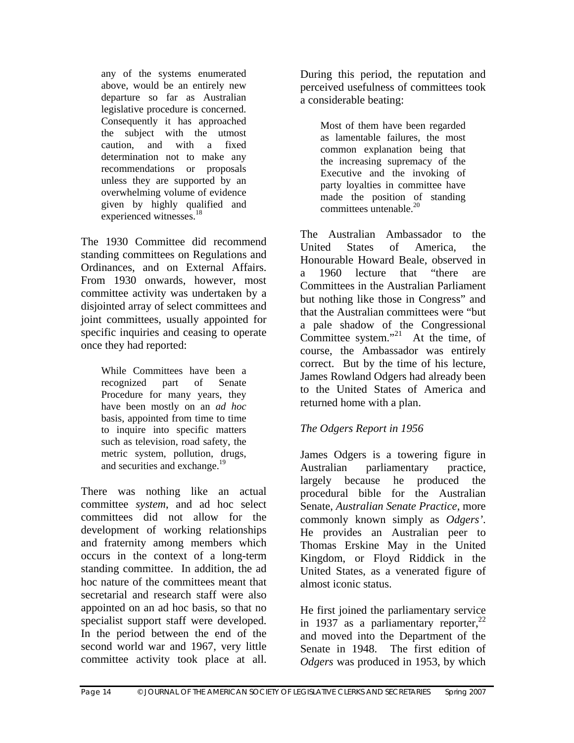> any of the systems enumerated above, would be an entirely new departure so far as Australian legislative procedure is concerned. Consequently it has approached the subject with the utmost caution, and with a fixed determination not to make any recommendations or proposals unless they are supported by an overwhelming volume of evidence given by highly qualified and experienced witnesses.[18]

The 1930 Committee did recommend standing committees on Regulations and Ordinances, and on External Affairs. From 1930 onwards, however, most committee activity was undertaken by a disjointed array of select committees and joint committees, usually appointed for specific inquiries and ceasing to operate once they had reported:

> While Committees have been a recognized part of Senate Procedure for many years, they have been mostly on an *ad hoc* basis, appointed from time to time to inquire into specific matters such as television, road safety, the metric system, pollution, drugs, and securities and exchange.[19]

There was nothing like an actual committee *system*, and ad hoc select committees did not allow for the development of working relationships and fraternity among members which occurs in the context of a long-term standing committee. In addition, the ad hoc nature of the committees meant that secretarial and research staff were also appointed on an ad hoc basis, so that no specialist support staff were developed. In the period between the end of the second world war and 1967, very little committee activity took place at all. During this period, the reputation and perceived usefulness of committees took a considerable beating:

> Most of them have been regarded as lamentable failures, the most common explanation being that the increasing supremacy of the Executive and the invoking of party loyalties in committee have made the position of standing committees untenable.[20]

The Australian Ambassador to the United States of America, the Honourable Howard Beale, observed in a 1960 lecture that "there are Committees in the Australian Parliament but nothing like those in Congress" and that the Australian committees were "but a pale shadow of the Congressional Committee system."[21] At the time, of course, the Ambassador was entirely correct. But by the time of his lecture, James Rowland Odgers had already been to the United States of America and returned home with a plan.

*The Odgers Report in 1956*

James Odgers is a towering figure in Australian parliamentary practice, largely because he produced the procedural bible for the Australian Senate, *Australian Senate Practice*, more commonly known simply as *Odgers'*. He provides an Australian peer to Thomas Erskine May in the United Kingdom, or Floyd Riddick in the United States, as a venerated figure of almost iconic status.

He first joined the parliamentary service in 1937 as a parliamentary reporter,[22] and moved into the Department of the Senate in 1948. The first edition of *Odgers* was produced in 1953, by which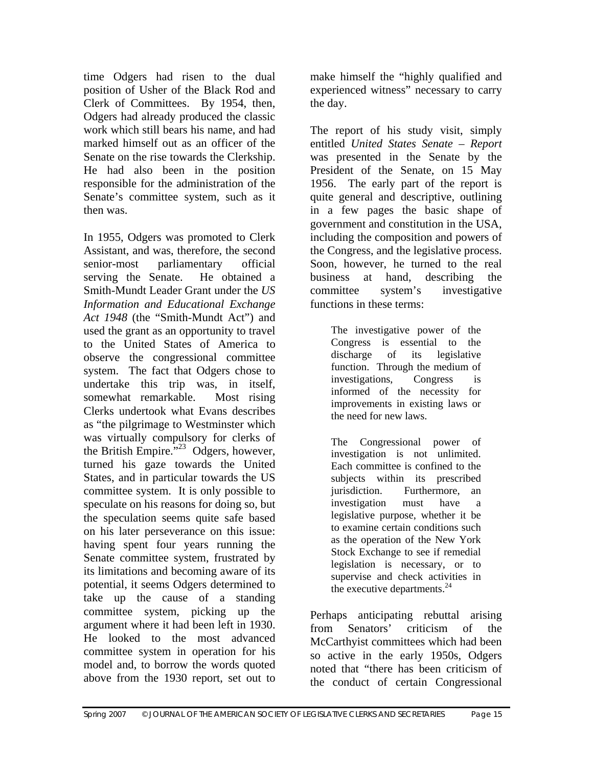time Odgers had risen to the dual position of Usher of the Black Rod and Clerk of Committees. By 1954, then, Odgers had already produced the classic work which still bears his name, and had marked himself out as an officer of the Senate on the rise towards the Clerkship. He had also been in the position responsible for the administration of the Senate's committee system, such as it then was.

In 1955, Odgers was promoted to Clerk Assistant, and was, therefore, the second senior-most parliamentary official serving the Senate. He obtained a Smith-Mundt Leader Grant under the *US Information and Educational Exchange Act 1948* (the "Smith-Mundt Act") and used the grant as an opportunity to travel to the United States of America to observe the congressional committee system. The fact that Odgers chose to undertake this trip was, in itself, somewhat remarkable. Most rising Clerks undertook what Evans describes as "the pilgrimage to Westminster which was virtually compulsory for clerks of the British Empire."[23] Odgers, however, turned his gaze towards the United States, and in particular towards the US committee system. It is only possible to speculate on his reasons for doing so, but the speculation seems quite safe based on his later perseverance on this issue: having spent four years running the Senate committee system, frustrated by its limitations and becoming aware of its potential, it seems Odgers determined to take up the cause of a standing committee system, picking up the argument where it had been left in 1930. He looked to the most advanced committee system in operation for his model and, to borrow the words quoted above from the 1930 report, set out to make himself the "highly qualified and experienced witness" necessary to carry the day.

The report of his study visit, simply entitled *United States Senate – Report* was presented in the Senate by the President of the Senate, on 15 May 1956. The early part of the report is quite general and descriptive, outlining in a few pages the basic shape of government and constitution in the USA, including the composition and powers of the Congress, and the legislative process. Soon, however, he turned to the real business at hand, describing the committee system's investigative functions in these terms:

> The investigative power of the Congress is essential to the discharge of its legislative function. Through the medium of investigations, Congress is informed of the necessity for improvements in existing laws or the need for new laws.
>
> The Congressional power of investigation is not unlimited. Each committee is confined to the subjects within its prescribed jurisdiction. Furthermore, an investigation must have a legislative purpose, whether it be to examine certain conditions such as the operation of the New York Stock Exchange to see if remedial legislation is necessary, or to supervise and check activities in the executive departments.[24]

Perhaps anticipating rebuttal arising from Senators' criticism of the McCarthyist committees which had been so active in the early 1950s, Odgers noted that "there has been criticism of the conduct of certain Congressional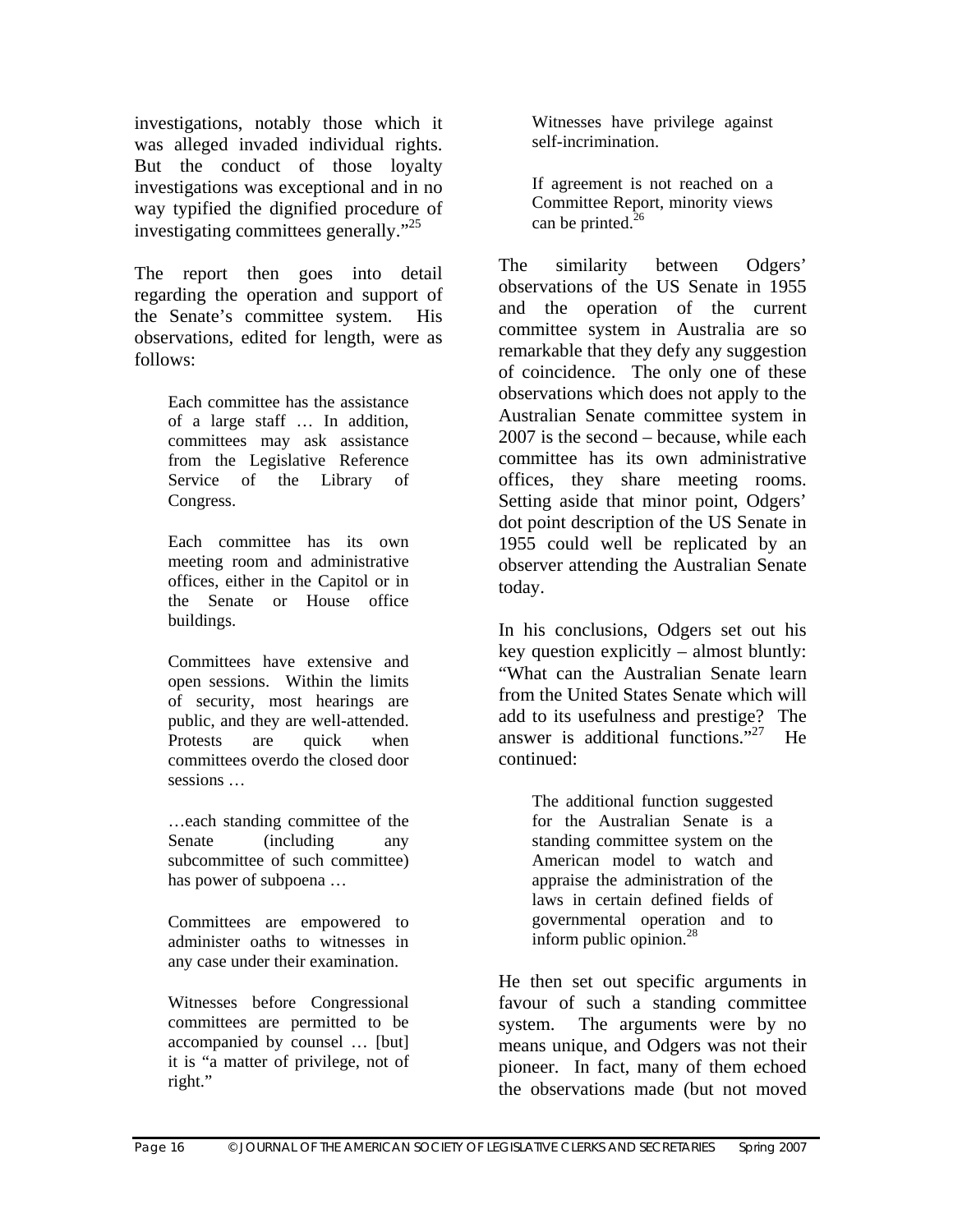investigations, notably those which it was alleged invaded individual rights. But the conduct of those loyalty investigations was exceptional and in no way typified the dignified procedure of investigating committees generally."[25]

The report then goes into detail regarding the operation and support of the Senate's committee system. His observations, edited for length, were as follows:

> Each committee has the assistance of a large staff … In addition, committees may ask assistance from the Legislative Reference Service of the Library of Congress.
>
> Each committee has its own meeting room and administrative offices, either in the Capitol or in the Senate or House office buildings.
>
> Committees have extensive and open sessions. Within the limits of security, most hearings are public, and they are well-attended. Protests are quick when committees overdo the closed door sessions …
>
> …each standing committee of the Senate (including any subcommittee of such committee) has power of subpoena …
>
> Committees are empowered to administer oaths to witnesses in any case under their examination.
>
> Witnesses before Congressional committees are permitted to be accompanied by counsel … [but] it is "a matter of privilege, not of right."
>
> Witnesses have privilege against self-incrimination.
>
> If agreement is not reached on a Committee Report, minority views can be printed.[26]

The similarity between Odgers' observations of the US Senate in 1955 and the operation of the current committee system in Australia are so remarkable that they defy any suggestion of coincidence. The only one of these observations which does not apply to the Australian Senate committee system in 2007 is the second – because, while each committee has its own administrative offices, they share meeting rooms. Setting aside that minor point, Odgers' dot point description of the US Senate in 1955 could well be replicated by an observer attending the Australian Senate today.

In his conclusions, Odgers set out his key question explicitly – almost bluntly: "What can the Australian Senate learn from the United States Senate which will add to its usefulness and prestige? The answer is additional functions."[27] He continued:

> The additional function suggested for the Australian Senate is a standing committee system on the American model to watch and appraise the administration of the laws in certain defined fields of governmental operation and to inform public opinion.[28]

He then set out specific arguments in favour of such a standing committee system. The arguments were by no means unique, and Odgers was not their pioneer. In fact, many of them echoed the observations made (but not moved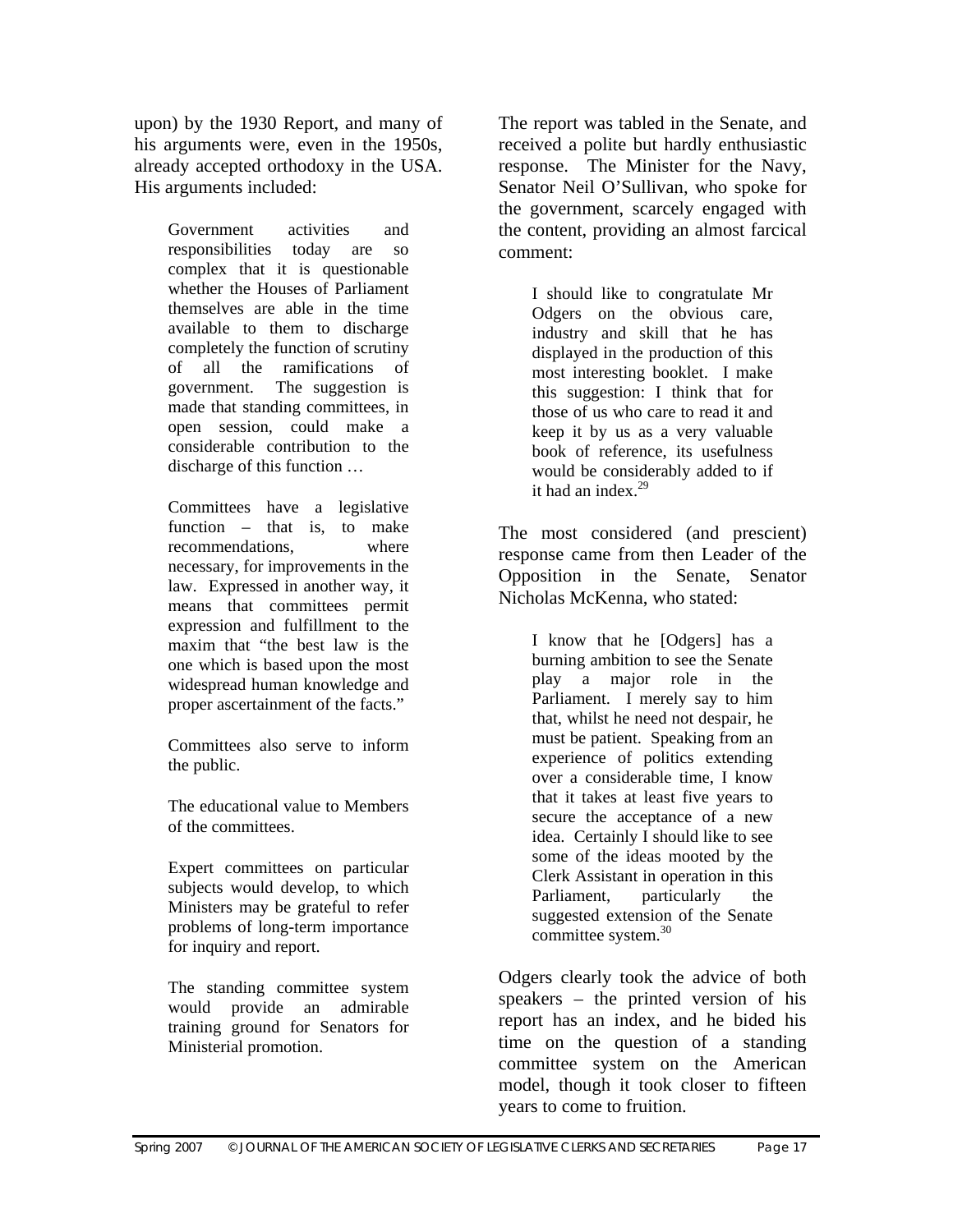upon) by the 1930 Report, and many of his arguments were, even in the 1950s, already accepted orthodoxy in the USA. His arguments included:

> Government activities and responsibilities today are so complex that it is questionable whether the Houses of Parliament themselves are able in the time available to them to discharge completely the function of scrutiny of all the ramifications of government. The suggestion is made that standing committees, in open session, could make a considerable contribution to the discharge of this function …
>
> Committees have a legislative function – that is, to make recommendations, where necessary, for improvements in the law. Expressed in another way, it means that committees permit expression and fulfillment to the maxim that "the best law is the one which is based upon the most widespread human knowledge and proper ascertainment of the facts."
>
> Committees also serve to inform the public.
>
> The educational value to Members of the committees.
>
> Expert committees on particular subjects would develop, to which Ministers may be grateful to refer problems of long-term importance for inquiry and report.
>
> The standing committee system would provide an admirable training ground for Senators for Ministerial promotion.

The report was tabled in the Senate, and received a polite but hardly enthusiastic response. The Minister for the Navy, Senator Neil O'Sullivan, who spoke for the government, scarcely engaged with the content, providing an almost farcical comment:

> I should like to congratulate Mr Odgers on the obvious care, industry and skill that he has displayed in the production of this most interesting booklet. I make this suggestion: I think that for those of us who care to read it and keep it by us as a very valuable book of reference, its usefulness would be considerably added to if it had an index.[29]

The most considered (and prescient) response came from then Leader of the Opposition in the Senate, Senator Nicholas McKenna, who stated:

> I know that he [Odgers] has a burning ambition to see the Senate play a major role in the Parliament. I merely say to him that, whilst he need not despair, he must be patient. Speaking from an experience of politics extending over a considerable time, I know that it takes at least five years to secure the acceptance of a new idea. Certainly I should like to see some of the ideas mooted by the Clerk Assistant in operation in this Parliament, particularly the suggested extension of the Senate committee system.[30]

Odgers clearly took the advice of both speakers – the printed version of his report has an index, and he bided his time on the question of a standing committee system on the American model, though it took closer to fifteen years to come to fruition.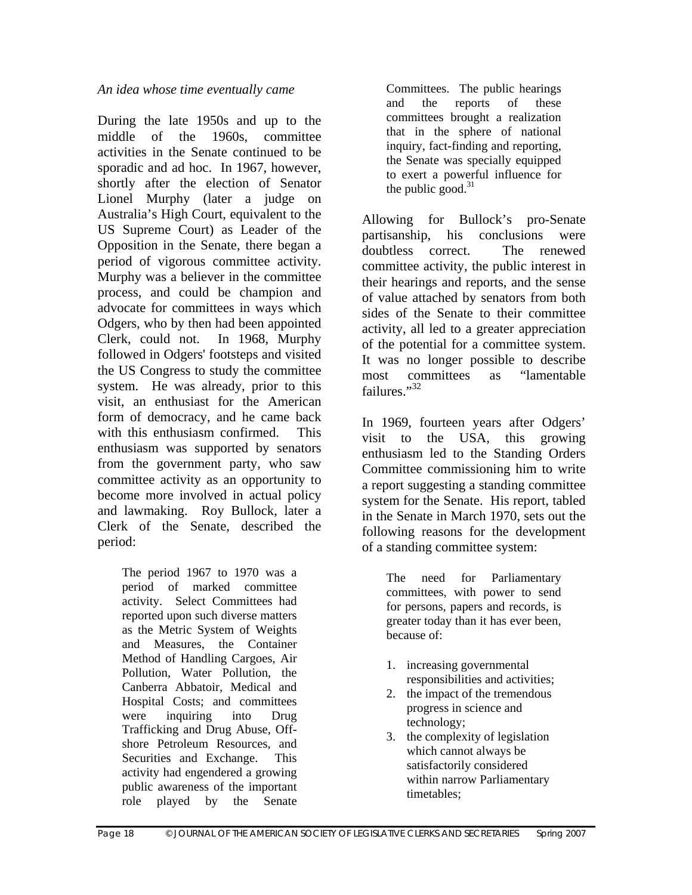*An idea whose time eventually came*

During the late 1950s and up to the middle of the 1960s, committee activities in the Senate continued to be sporadic and ad hoc. In 1967, however, shortly after the election of Senator Lionel Murphy (later a judge on Australia's High Court, equivalent to the US Supreme Court) as Leader of the Opposition in the Senate, there began a period of vigorous committee activity. Murphy was a believer in the committee process, and could be champion and advocate for committees in ways which Odgers, who by then had been appointed Clerk, could not. In 1968, Murphy followed in Odgers' footsteps and visited the US Congress to study the committee system. He was already, prior to this visit, an enthusiast for the American form of democracy, and he came back with this enthusiasm confirmed. This enthusiasm was supported by senators from the government party, who saw committee activity as an opportunity to become more involved in actual policy and lawmaking. Roy Bullock, later a Clerk of the Senate, described the period:

> The period 1967 to 1970 was a period of marked committee activity. Select Committees had reported upon such diverse matters as the Metric System of Weights and Measures, the Container Method of Handling Cargoes, Air Pollution, Water Pollution, the Canberra Abbatoir, Medical and Hospital Costs; and committees were inquiring into Drug Trafficking and Drug Abuse, Off-shore Petroleum Resources, and Securities and Exchange. This activity had engendered a growing public awareness of the important role played by the Senate Committees. The public hearings and the reports of these committees brought a realization that in the sphere of national inquiry, fact-finding and reporting, the Senate was specially equipped to exert a powerful influence for the public good.[31]

Allowing for Bullock's pro-Senate partisanship, his conclusions were doubtless correct. The renewed committee activity, the public interest in their hearings and reports, and the sense of value attached by senators from both sides of the Senate to their committee activity, all led to a greater appreciation of the potential for a committee system. It was no longer possible to describe most committees as "lamentable failures."[32]

In 1969, fourteen years after Odgers' visit to the USA, this growing enthusiasm led to the Standing Orders Committee commissioning him to write a report suggesting a standing committee system for the Senate. His report, tabled in the Senate in March 1970, sets out the following reasons for the development of a standing committee system:

> The need for Parliamentary committees, with power to send for persons, papers and records, is greater today than it has ever been, because of:
>
> 1. increasing governmental responsibilities and activities;
> 2. the impact of the tremendous progress in science and technology;
> 3. the complexity of legislation which cannot always be satisfactorily considered within narrow Parliamentary timetables;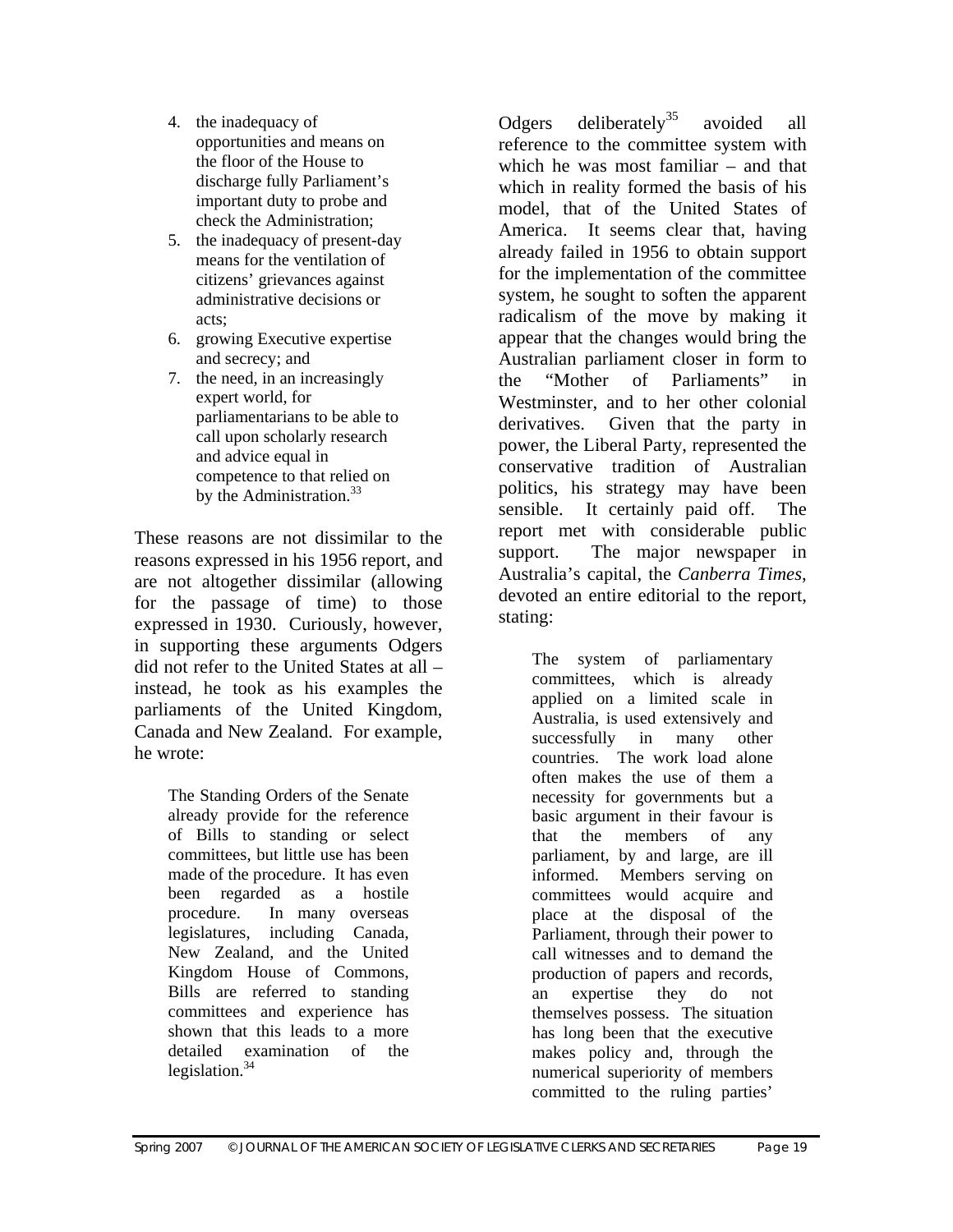4. the inadequacy of opportunities and means on the floor of the House to discharge fully Parliament's important duty to probe and check the Administration;
5. the inadequacy of present-day means for the ventilation of citizens' grievances against administrative decisions or acts;
6. growing Executive expertise and secrecy; and
7. the need, in an increasingly expert world, for parliamentarians to be able to call upon scholarly research and advice equal in competence to that relied on by the Administration.[33]

These reasons are not dissimilar to the reasons expressed in his 1956 report, and are not altogether dissimilar (allowing for the passage of time) to those expressed in 1930. Curiously, however, in supporting these arguments Odgers did not refer to the United States at all – instead, he took as his examples the parliaments of the United Kingdom, Canada and New Zealand. For example, he wrote:

> The Standing Orders of the Senate already provide for the reference of Bills to standing or select committees, but little use has been made of the procedure. It has even been regarded as a hostile procedure. In many overseas legislatures, including Canada, New Zealand, and the United Kingdom House of Commons, Bills are referred to standing committees and experience has shown that this leads to a more detailed examination of the legislation.[34]

Odgers deliberately[35] avoided all reference to the committee system with which he was most familiar – and that which in reality formed the basis of his model, that of the United States of America. It seems clear that, having already failed in 1956 to obtain support for the implementation of the committee system, he sought to soften the apparent radicalism of the move by making it appear that the changes would bring the Australian parliament closer in form to the "Mother of Parliaments" in Westminster, and to her other colonial derivatives. Given that the party in power, the Liberal Party, represented the conservative tradition of Australian politics, his strategy may have been sensible. It certainly paid off. The report met with considerable public support. The major newspaper in Australia's capital, the *Canberra Times*, devoted an entire editorial to the report, stating:

> The system of parliamentary committees, which is already applied on a limited scale in Australia, is used extensively and successfully in many other countries. The work load alone often makes the use of them a necessity for governments but a basic argument in their favour is that the members of any parliament, by and large, are ill informed. Members serving on committees would acquire and place at the disposal of the Parliament, through their power to call witnesses and to demand the production of papers and records, an expertise they do not themselves possess. The situation has long been that the executive makes policy and, through the numerical superiority of members committed to the ruling parties'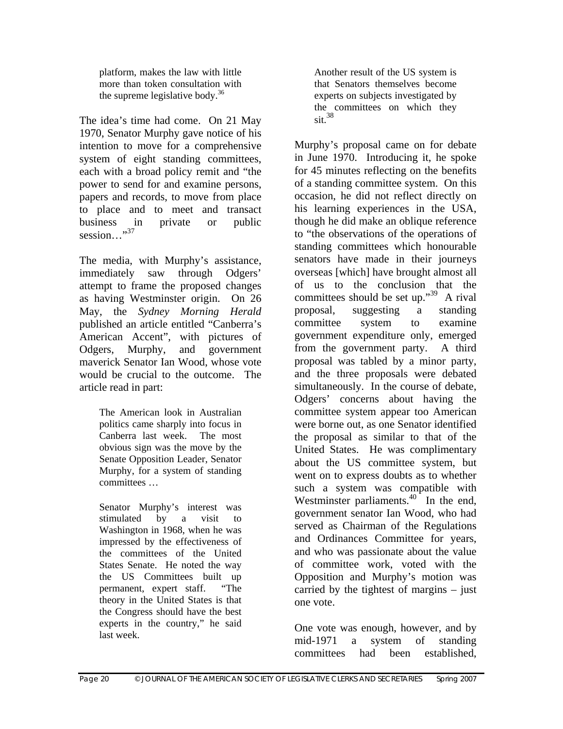> platform, makes the law with little more than token consultation with the supreme legislative body.[36]

The idea's time had come. On 21 May 1970, Senator Murphy gave notice of his intention to move for a comprehensive system of eight standing committees, each with a broad policy remit and "the power to send for and examine persons, papers and records, to move from place to place and to meet and transact business in private or public session…"[37]

The media, with Murphy's assistance, immediately saw through Odgers' attempt to frame the proposed changes as having Westminster origin. On 26 May, the *Sydney Morning Herald* published an article entitled "Canberra's American Accent", with pictures of Odgers, Murphy, and government maverick Senator Ian Wood, whose vote would be crucial to the outcome. The article read in part:

> The American look in Australian politics came sharply into focus in Canberra last week. The most obvious sign was the move by the Senate Opposition Leader, Senator Murphy, for a system of standing committees …
>
> Senator Murphy's interest was stimulated by a visit to Washington in 1968, when he was impressed by the effectiveness of the committees of the United States Senate. He noted the way the US Committees built up permanent, expert staff. "The theory in the United States is that the Congress should have the best experts in the country," he said last week.
>
> Another result of the US system is that Senators themselves become experts on subjects investigated by the committees on which they sit.[38]

Murphy's proposal came on for debate in June 1970. Introducing it, he spoke for 45 minutes reflecting on the benefits of a standing committee system. On this occasion, he did not reflect directly on his learning experiences in the USA, though he did make an oblique reference to "the observations of the operations of standing committees which honourable senators have made in their journeys overseas [which] have brought almost all of us to the conclusion that the committees should be set up."[39] A rival proposal, suggesting a standing committee system to examine government expenditure only, emerged from the government party. A third proposal was tabled by a minor party, and the three proposals were debated simultaneously. In the course of debate, Odgers' concerns about having the committee system appear too American were borne out, as one Senator identified the proposal as similar to that of the United States. He was complimentary about the US committee system, but went on to express doubts as to whether such a system was compatible with Westminster parliaments.[40] In the end, government senator Ian Wood, who had served as Chairman of the Regulations and Ordinances Committee for years, and who was passionate about the value of committee work, voted with the Opposition and Murphy's motion was carried by the tightest of margins – just one vote.

One vote was enough, however, and by mid-1971 a system of standing committees had been established,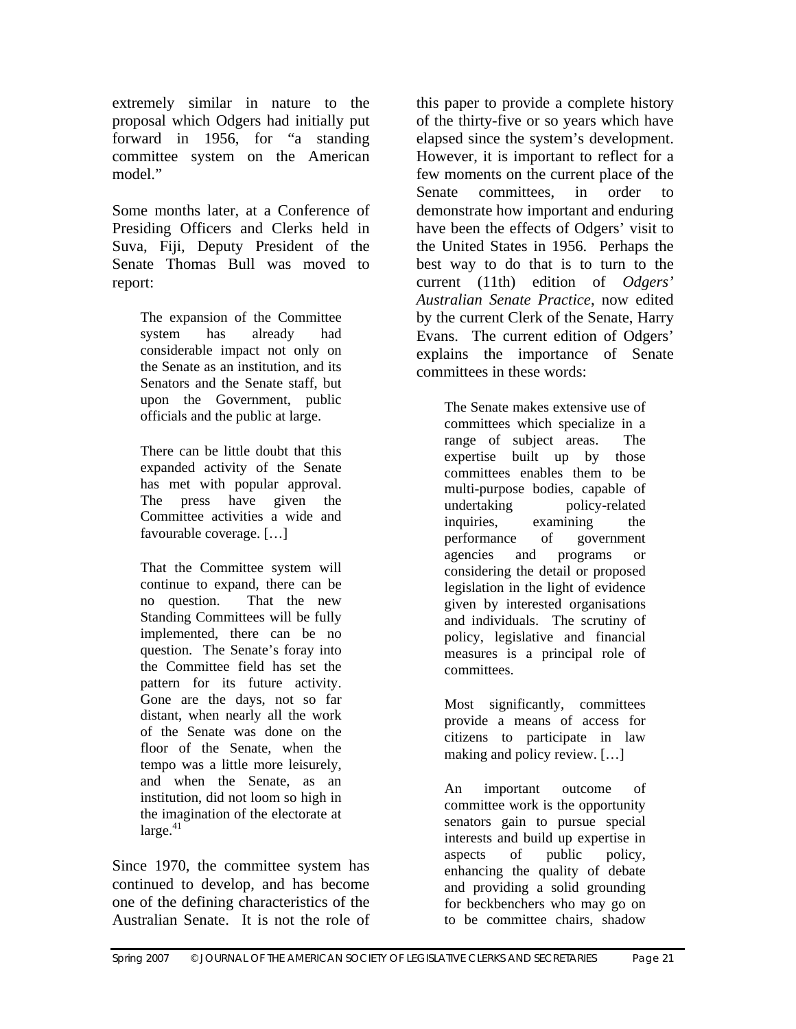extremely similar in nature to the proposal which Odgers had initially put forward in 1956, for "a standing committee system on the American model."

Some months later, at a Conference of Presiding Officers and Clerks held in Suva, Fiji, Deputy President of the Senate Thomas Bull was moved to report:

> The expansion of the Committee system has already had considerable impact not only on the Senate as an institution, and its Senators and the Senate staff, but upon the Government, public officials and the public at large.
>
> There can be little doubt that this expanded activity of the Senate has met with popular approval. The press have given the Committee activities a wide and favourable coverage. […]
>
> That the Committee system will continue to expand, there can be no question. That the new Standing Committees will be fully implemented, there can be no question. The Senate's foray into the Committee field has set the pattern for its future activity. Gone are the days, not so far distant, when nearly all the work of the Senate was done on the floor of the Senate, when the tempo was a little more leisurely, and when the Senate, as an institution, did not loom so high in the imagination of the electorate at large.[41]

Since 1970, the committee system has continued to develop, and has become one of the defining characteristics of the Australian Senate. It is not the role of this paper to provide a complete history of the thirty-five or so years which have elapsed since the system's development. However, it is important to reflect for a few moments on the current place of the Senate committees, in order to demonstrate how important and enduring have been the effects of Odgers' visit to the United States in 1956. Perhaps the best way to do that is to turn to the current (11th) edition of *Odgers' Australian Senate Practice*, now edited by the current Clerk of the Senate, Harry Evans. The current edition of Odgers' explains the importance of Senate committees in these words:

> The Senate makes extensive use of committees which specialize in a range of subject areas. The expertise built up by those committees enables them to be multi-purpose bodies, capable of undertaking policy-related inquiries, examining the performance of government agencies and programs or considering the detail or proposed legislation in the light of evidence given by interested organisations and individuals. The scrutiny of policy, legislative and financial measures is a principal role of committees.
>
> Most significantly, committees provide a means of access for citizens to participate in law making and policy review. […]
>
> An important outcome of committee work is the opportunity senators gain to pursue special interests and build up expertise in aspects of public policy, enhancing the quality of debate and providing a solid grounding for beckbenchers who may go on to be committee chairs, shadow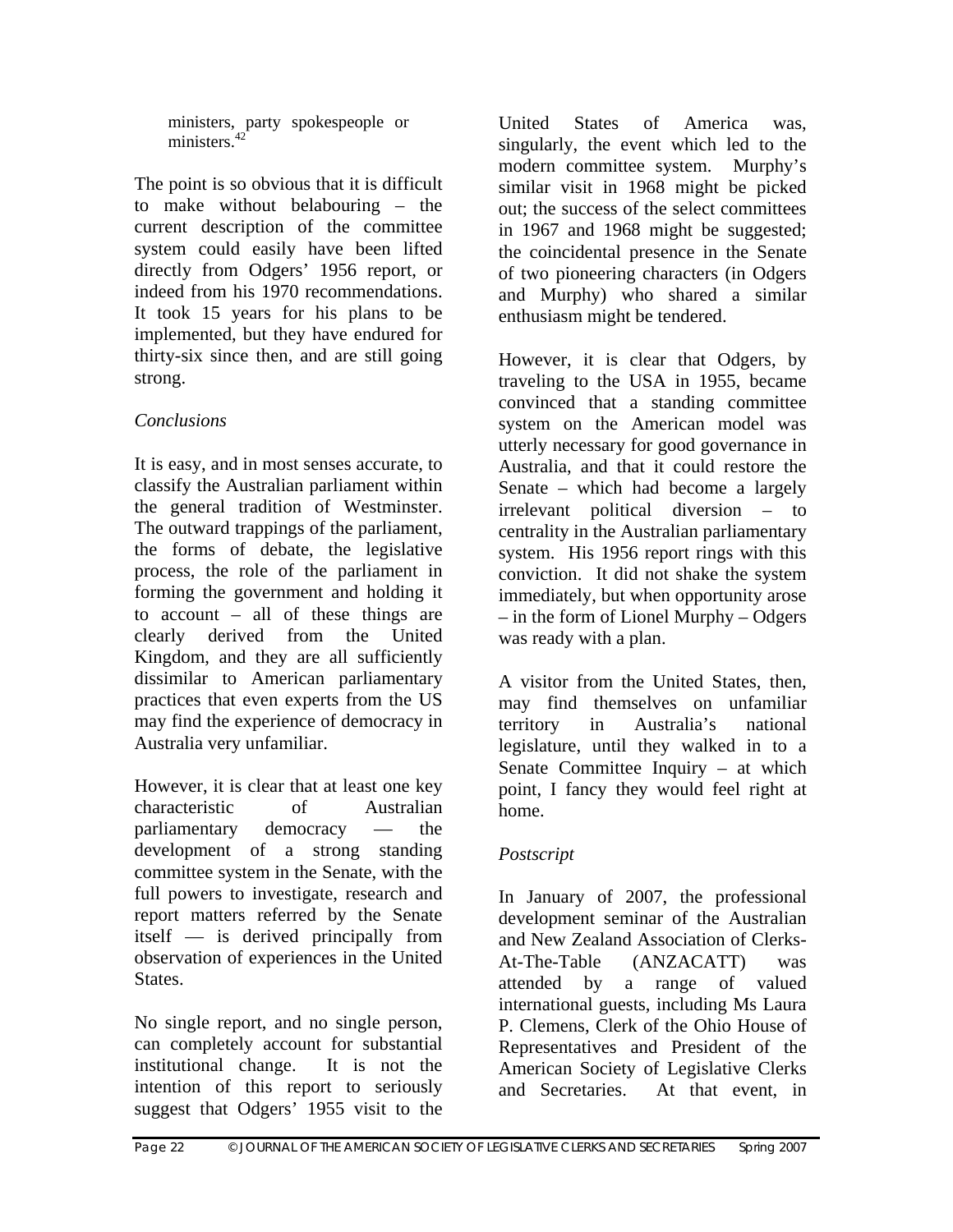ministers, party spokespeople or ministers.[42]

The point is so obvious that it is difficult to make without belabouring – the current description of the committee system could easily have been lifted directly from Odgers' 1956 report, or indeed from his 1970 recommendations. It took 15 years for his plans to be implemented, but they have endured for thirty-six since then, and are still going strong.

*Conclusions*

It is easy, and in most senses accurate, to classify the Australian parliament within the general tradition of Westminster. The outward trappings of the parliament, the forms of debate, the legislative process, the role of the parliament in forming the government and holding it to account – all of these things are clearly derived from the United Kingdom, and they are all sufficiently dissimilar to American parliamentary practices that even experts from the US may find the experience of democracy in Australia very unfamiliar.

However, it is clear that at least one key characteristic of Australian parliamentary democracy — the development of a strong standing committee system in the Senate, with the full powers to investigate, research and report matters referred by the Senate itself — is derived principally from observation of experiences in the United States.

No single report, and no single person, can completely account for substantial institutional change. It is not the intention of this report to seriously suggest that Odgers' 1955 visit to the United States of America was, singularly, the event which led to the modern committee system. Murphy's similar visit in 1968 might be picked out; the success of the select committees in 1967 and 1968 might be suggested; the coincidental presence in the Senate of two pioneering characters (in Odgers and Murphy) who shared a similar enthusiasm might be tendered.

However, it is clear that Odgers, by traveling to the USA in 1955, became convinced that a standing committee system on the American model was utterly necessary for good governance in Australia, and that it could restore the Senate – which had become a largely irrelevant political diversion – to centrality in the Australian parliamentary system. His 1956 report rings with this conviction. It did not shake the system immediately, but when opportunity arose – in the form of Lionel Murphy – Odgers was ready with a plan.

A visitor from the United States, then, may find themselves on unfamiliar territory in Australia's national legislature, until they walked in to a Senate Committee Inquiry – at which point, I fancy they would feel right at home.

*Postscript*

In January of 2007, the professional development seminar of the Australian and New Zealand Association of Clerks-At-The-Table (ANZACATT) was attended by a range of valued international guests, including Ms Laura P. Clemens, Clerk of the Ohio House of Representatives and President of the American Society of Legislative Clerks and Secretaries. At that event, in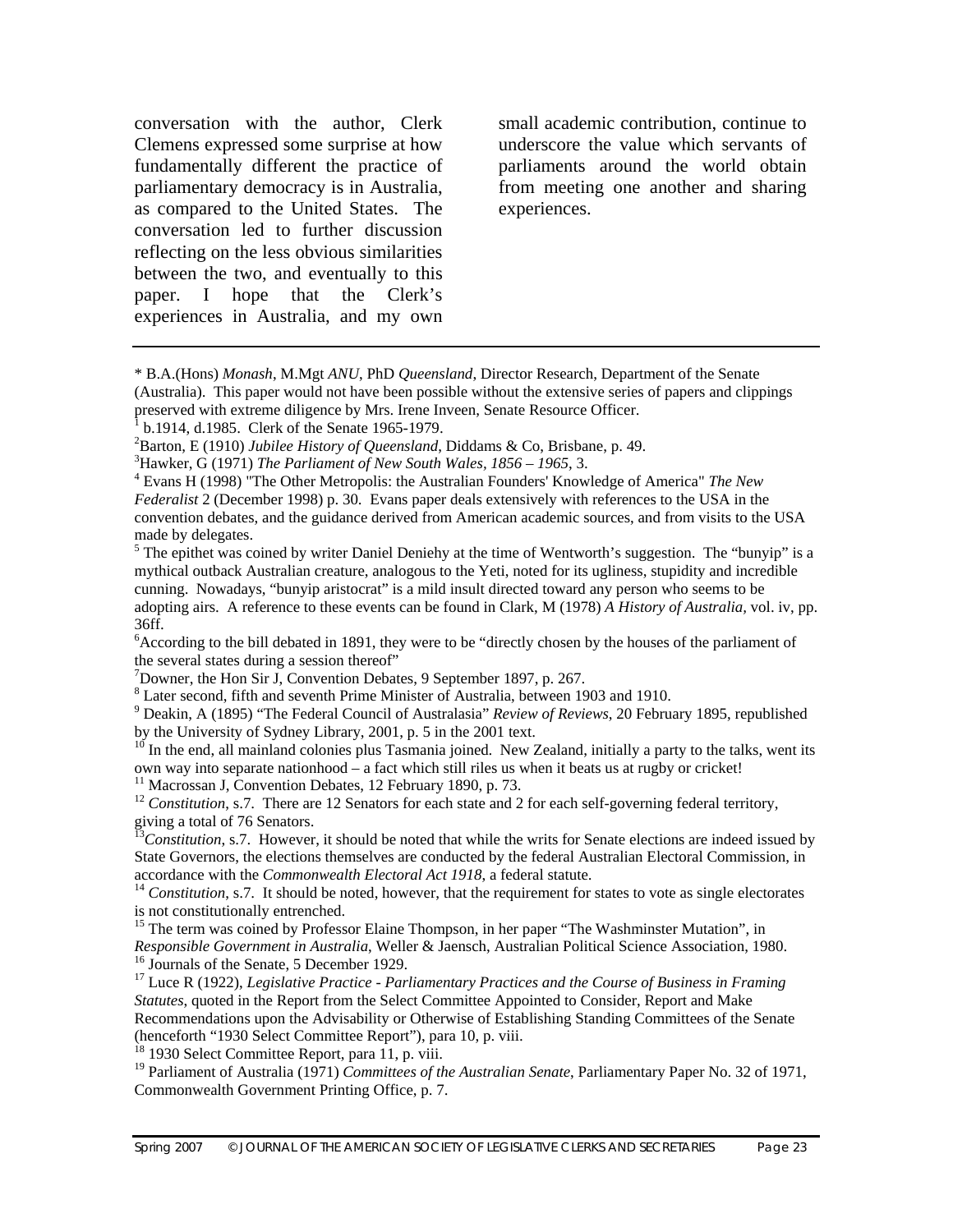conversation with the author, Clerk Clemens expressed some surprise at how fundamentally different the practice of parliamentary democracy is in Australia, as compared to the United States. The conversation led to further discussion reflecting on the less obvious similarities between the two, and eventually to this paper. I hope that the Clerk's experiences in Australia, and my own small academic contribution, continue to underscore the value which servants of parliaments around the world obtain from meeting one another and sharing experiences.

---

\* B.A.(Hons) *Monash*, M.Mgt *ANU*, PhD *Queensland*, Director Research, Department of the Senate (Australia). This paper would not have been possible without the extensive series of papers and clippings preserved with extreme diligence by Mrs. Irene Inveen, Senate Resource Officer.

[1] b.1914, d.1985. Clerk of the Senate 1965-1979.

[2] Barton, E (1910) *Jubilee History of Queensland*, Diddams & Co, Brisbane, p. 49.

[3] Hawker, G (1971) *The Parliament of New South Wales, 1856 – 1965*, 3.

[4] Evans H (1998) "The Other Metropolis: the Australian Founders' Knowledge of America" *The New Federalist* 2 (December 1998) p. 30. Evans paper deals extensively with references to the USA in the convention debates, and the guidance derived from American academic sources, and from visits to the USA made by delegates.

[5] The epithet was coined by writer Daniel Deniehy at the time of Wentworth's suggestion. The "bunyip" is a mythical outback Australian creature, analogous to the Yeti, noted for its ugliness, stupidity and incredible cunning. Nowadays, "bunyip aristocrat" is a mild insult directed toward any person who seems to be adopting airs. A reference to these events can be found in Clark, M (1978) *A History of Australia*, vol. iv, pp. 36ff.

[6] According to the bill debated in 1891, they were to be "directly chosen by the houses of the parliament of the several states during a session thereof"

[7] Downer, the Hon Sir J, Convention Debates, 9 September 1897, p. 267.

[8] Later second, fifth and seventh Prime Minister of Australia, between 1903 and 1910.

[9] Deakin, A (1895) "The Federal Council of Australasia" *Review of Reviews*, 20 February 1895, republished by the University of Sydney Library, 2001, p. 5 in the 2001 text.

[10] In the end, all mainland colonies plus Tasmania joined. New Zealand, initially a party to the talks, went its own way into separate nationhood – a fact which still riles us when it beats us at rugby or cricket!

[11] Macrossan J, Convention Debates, 12 February 1890, p. 73.

[12] *Constitution*, s.7. There are 12 Senators for each state and 2 for each self-governing federal territory, giving a total of 76 Senators.

[13] *Constitution*, s.7. However, it should be noted that while the writs for Senate elections are indeed issued by State Governors, the elections themselves are conducted by the federal Australian Electoral Commission, in accordance with the *Commonwealth Electoral Act 1918*, a federal statute.

[14] *Constitution*, s.7. It should be noted, however, that the requirement for states to vote as single electorates is not constitutionally entrenched.

[15] The term was coined by Professor Elaine Thompson, in her paper "The Washminster Mutation", in *Responsible Government in Australia*, Weller & Jaensch, Australian Political Science Association, 1980.

[16] Journals of the Senate, 5 December 1929.

[17] Luce R (1922), *Legislative Practice - Parliamentary Practices and the Course of Business in Framing Statutes*, quoted in the Report from the Select Committee Appointed to Consider, Report and Make Recommendations upon the Advisability or Otherwise of Establishing Standing Committees of the Senate (henceforth "1930 Select Committee Report"), para 10, p. viii.

[18] 1930 Select Committee Report, para 11, p. viii.

[19] Parliament of Australia (1971) *Committees of the Australian Senate*, Parliamentary Paper No. 32 of 1971, Commonwealth Government Printing Office, p. 7.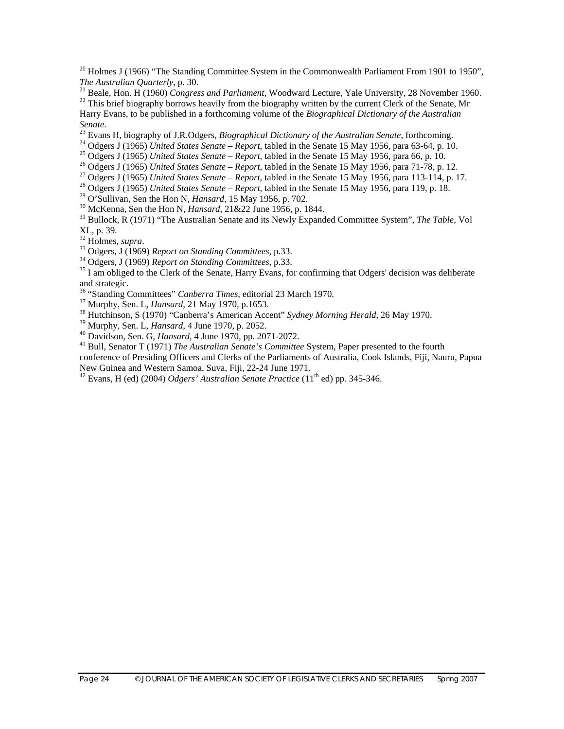[20] Holmes J (1966) "The Standing Committee System in the Commonwealth Parliament From 1901 to 1950", *The Australian Quarterly*, p. 30.

[21] Beale, Hon. H (1960) *Congress and Parliament*, Woodward Lecture, Yale University, 28 November 1960.

[22] This brief biography borrows heavily from the biography written by the current Clerk of the Senate, Mr Harry Evans, to be published in a forthcoming volume of the *Biographical Dictionary of the Australian Senate*.

[23] Evans H, biography of J.R.Odgers, *Biographical Dictionary of the Australian Senate*, forthcoming.

[24] Odgers J (1965) *United States Senate – Report*, tabled in the Senate 15 May 1956, para 63-64, p. 10.

[25] Odgers J (1965) *United States Senate – Report*, tabled in the Senate 15 May 1956, para 66, p. 10.

[26] Odgers J (1965) *United States Senate – Report*, tabled in the Senate 15 May 1956, para 71-78, p. 12.

[27] Odgers J (1965) *United States Senate – Report*, tabled in the Senate 15 May 1956, para 113-114, p. 17.

[28] Odgers J (1965) *United States Senate – Report*, tabled in the Senate 15 May 1956, para 119, p. 18.

[29] O'Sullivan, Sen the Hon N, *Hansard*, 15 May 1956, p. 702.

[30] McKenna, Sen the Hon N, *Hansard*, 21&22 June 1956, p. 1844.

[31] Bullock, R (1971) "The Australian Senate and its Newly Expanded Committee System", *The Table*, Vol XL, p. 39.

[32] Holmes, *supra*.

[33] Odgers, J (1969) *Report on Standing Committees*, p.33.

[34] Odgers, J (1969) *Report on Standing Committees*, p.33.

[35] I am obliged to the Clerk of the Senate, Harry Evans, for confirming that Odgers' decision was deliberate and strategic.

[36] "Standing Committees" *Canberra Times*, editorial 23 March 1970.

[37] Murphy, Sen. L, *Hansard*, 21 May 1970, p.1653.

[38] Hutchinson, S (1970) "Canberra's American Accent" *Sydney Morning Herald*, 26 May 1970.

[39] Murphy, Sen. L, *Hansard*, 4 June 1970, p. 2052.

[40] Davidson, Sen. G, *Hansard*, 4 June 1970, pp. 2071-2072.

[41] Bull, Senator T (1971) *The Australian Senate's Committee* System, Paper presented to the fourth conference of Presiding Officers and Clerks of the Parliaments of Australia, Cook Islands, Fiji, Nauru, Papua New Guinea and Western Samoa, Suva, Fiji, 22-24 June 1971.

[42] Evans, H (ed) (2004) *Odgers' Australian Senate Practice* (11th ed) pp. 345-346.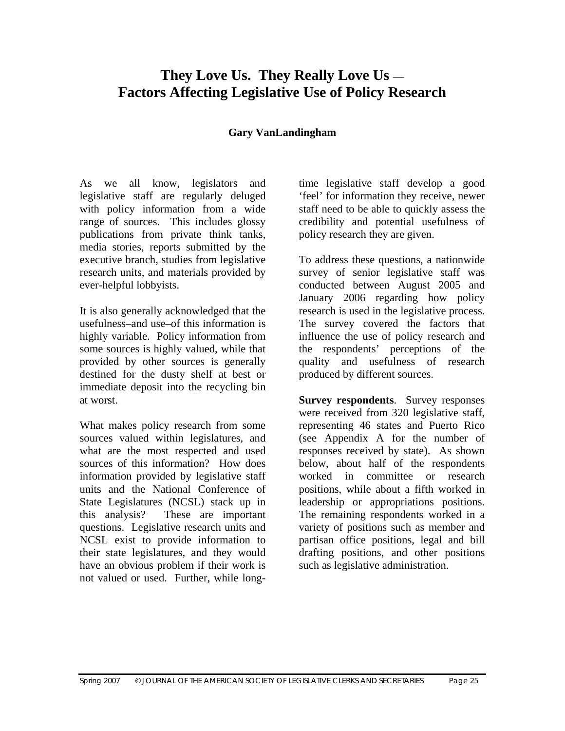# They Love Us. They Really Love Us — Factors Affecting Legislative Use of Policy Research

**Gary VanLandingham**

As we all know, legislators and legislative staff are regularly deluged with policy information from a wide range of sources. This includes glossy publications from private think tanks, media stories, reports submitted by the executive branch, studies from legislative research units, and materials provided by ever-helpful lobbyists.

It is also generally acknowledged that the usefulness–and use–of this information is highly variable. Policy information from some sources is highly valued, while that provided by other sources is generally destined for the dusty shelf at best or immediate deposit into the recycling bin at worst.

What makes policy research from some sources valued within legislatures, and what are the most respected and used sources of this information? How does information provided by legislative staff units and the National Conference of State Legislatures (NCSL) stack up in this analysis? These are important questions. Legislative research units and NCSL exist to provide information to their state legislatures, and they would have an obvious problem if their work is not valued or used. Further, while long-time legislative staff develop a good 'feel' for information they receive, newer staff need to be able to quickly assess the credibility and potential usefulness of policy research they are given.

To address these questions, a nationwide survey of senior legislative staff was conducted between August 2005 and January 2006 regarding how policy research is used in the legislative process. The survey covered the factors that influence the use of policy research and the respondents' perceptions of the quality and usefulness of research produced by different sources.

**Survey respondents**. Survey responses were received from 320 legislative staff, representing 46 states and Puerto Rico (see Appendix A for the number of responses received by state). As shown below, about half of the respondents worked in committee or research positions, while about a fifth worked in leadership or appropriations positions. The remaining respondents worked in a variety of positions such as member and partisan office positions, legal and bill drafting positions, and other positions such as legislative administration.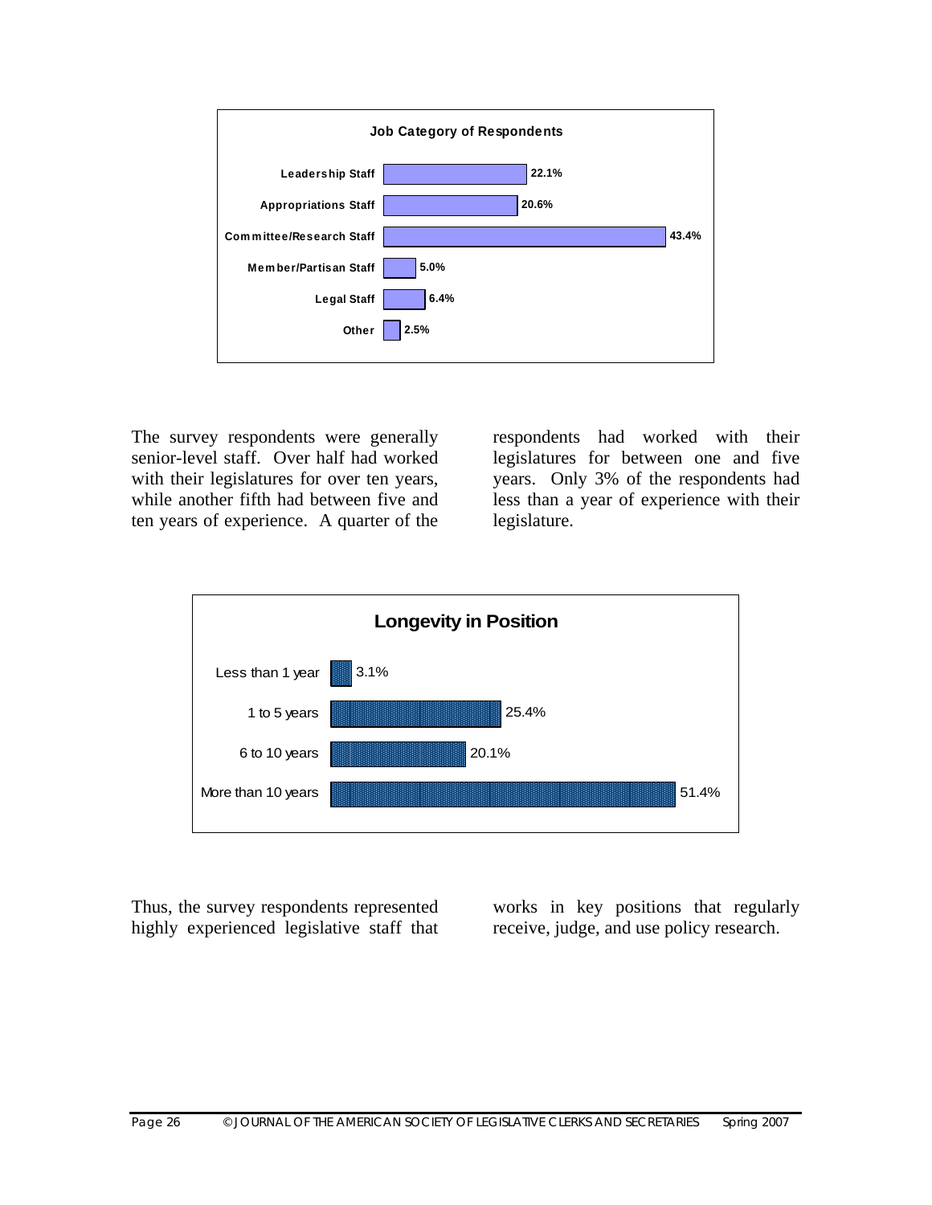**Job Category of Respondents**

| Job Category | Percent |
|---|---|
| Leadership Staff | 22.1% |
| Appropriations Staff | 20.6% |
| Committee/Research Staff | 43.4% |
| Member/Partisan Staff | 5.0% |
| Legal Staff | 6.4% |
| Other | 2.5% |

The survey respondents were generally senior-level staff. Over half had worked with their legislatures for over ten years, while another fifth had between five and ten years of experience. A quarter of the respondents had worked with their legislatures for between one and five years. Only 3% of the respondents had less than a year of experience with their legislature.

**Longevity in Position**

| Longevity | Percent |
|---|---|
| Less than 1 year | 3.1% |
| 1 to 5 years | 25.4% |
| 6 to 10 years | 20.1% |
| More than 10 years | 51.4% |

Thus, the survey respondents represented highly experienced legislative staff that works in key positions that regularly receive, judge, and use policy research.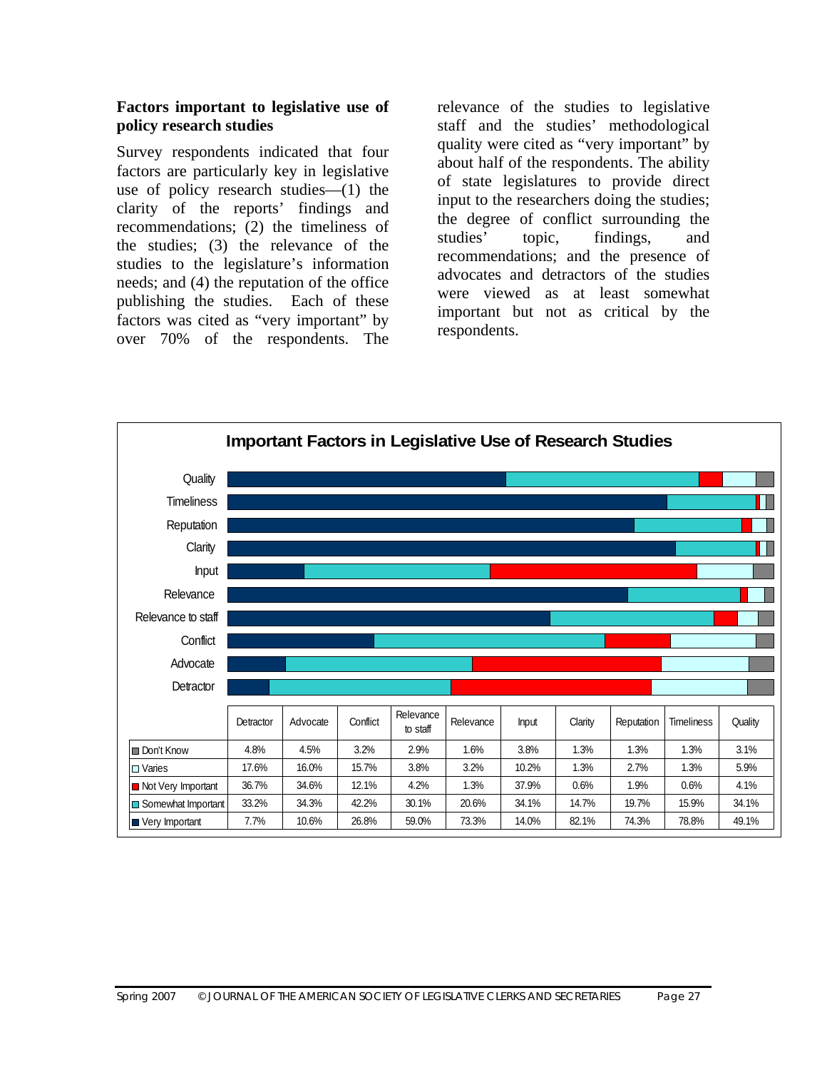**Factors important to legislative use of policy research studies**

Survey respondents indicated that four factors are particularly key in legislative use of policy research studies—(1) the clarity of the reports' findings and recommendations; (2) the timeliness of the studies; (3) the relevance of the studies to the legislature's information needs; and (4) the reputation of the office publishing the studies. Each of these factors was cited as "very important" by over 70% of the respondents. The relevance of the studies to legislative staff and the studies' methodological quality were cited as "very important" by about half of the respondents. The ability of state legislatures to provide direct input to the researchers doing the studies; the degree of conflict surrounding the studies' topic, findings, and recommendations; and the presence of advocates and detractors of the studies were viewed as at least somewhat important but not as critical by the respondents.

**Important Factors in Legislative Use of Research Studies**

| | Detractor | Advocate | Conflict | Relevance to staff | Relevance | Input | Clarity | Reputation | Timeliness | Quality |
|---|---|---|---|---|---|---|---|---|---|---|
| Don't Know | 4.8% | 4.5% | 3.2% | 2.9% | 1.6% | 3.8% | 1.3% | 1.3% | 1.3% | 3.1% |
| Varies | 17.6% | 16.0% | 15.7% | 3.8% | 3.2% | 10.2% | 1.3% | 2.7% | 1.3% | 5.9% |
| Not Very Important | 36.7% | 34.6% | 12.1% | 4.2% | 1.3% | 37.9% | 0.6% | 1.9% | 0.6% | 4.1% |
| Somewhat Important | 33.2% | 34.3% | 42.2% | 30.1% | 20.6% | 34.1% | 14.7% | 19.7% | 15.9% | 34.1% |
| Very Important | 7.7% | 10.6% | 26.8% | 59.0% | 73.3% | 14.0% | 82.1% | 74.3% | 78.8% | 49.1% |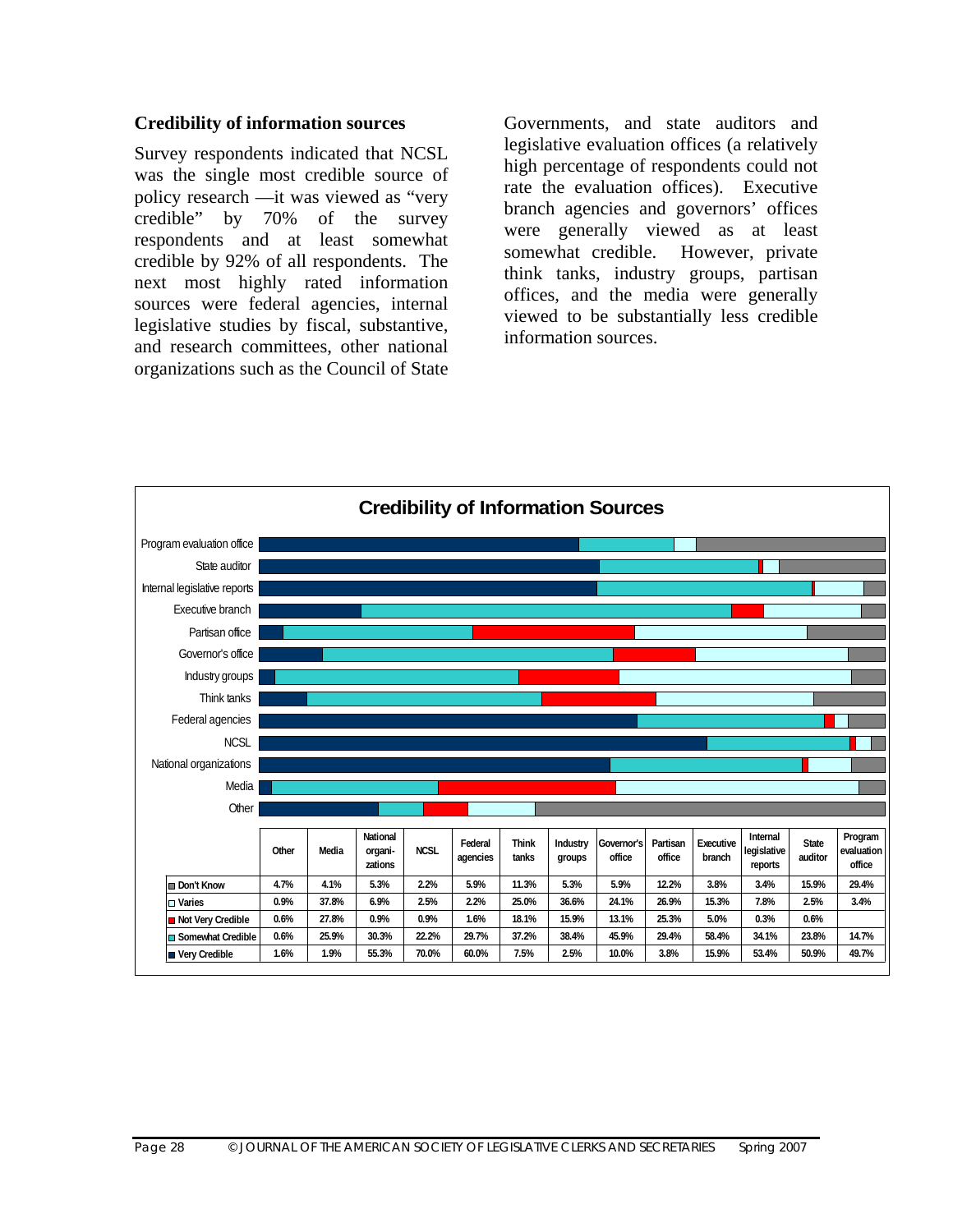### Credibility of information sources

Survey respondents indicated that NCSL was the single most credible source of policy research —it was viewed as "very credible" by 70% of the survey respondents and at least somewhat credible by 92% of all respondents. The next most highly rated information sources were federal agencies, internal legislative studies by fiscal, substantive, and research committees, other national organizations such as the Council of State Governments, and state auditors and legislative evaluation offices (a relatively high percentage of respondents could not rate the evaluation offices). Executive branch agencies and governors' offices were generally viewed as at least somewhat credible. However, private think tanks, industry groups, partisan offices, and the media were generally viewed to be substantially less credible information sources.

**Credibility of Information Sources**

| | Other | Media | National organi-zations | NCSL | Federal agencies | Think tanks | Industry groups | Governor's office | Partisan office | Executive branch | Internal legislative reports | State auditor | Program evaluation office |
|---|---|---|---|---|---|---|---|---|---|---|---|---|---|
| Don't Know | 4.7% | 4.1% | 5.3% | 2.2% | 5.9% | 11.3% | 5.3% | 5.9% | 12.2% | 3.8% | 3.4% | 15.9% | 29.4% |
| Varies | 0.9% | 37.8% | 6.9% | 2.5% | 2.2% | 25.0% | 36.6% | 24.1% | 26.9% | 15.3% | 7.8% | 2.5% | 3.4% |
| Not Very Credible | 0.6% | 27.8% | 0.9% | 0.9% | 1.6% | 18.1% | 15.9% | 13.1% | 25.3% | 5.0% | 0.3% | 0.6% | |
| Somewhat Credible | 0.6% | 25.9% | 30.3% | 22.2% | 29.7% | 37.2% | 38.4% | 45.9% | 29.4% | 58.4% | 34.1% | 23.8% | 14.7% |
| Very Credible | 1.6% | 1.9% | 55.3% | 70.0% | 60.0% | 7.5% | 2.5% | 10.0% | 3.8% | 15.9% | 53.4% | 50.9% | 49.7% |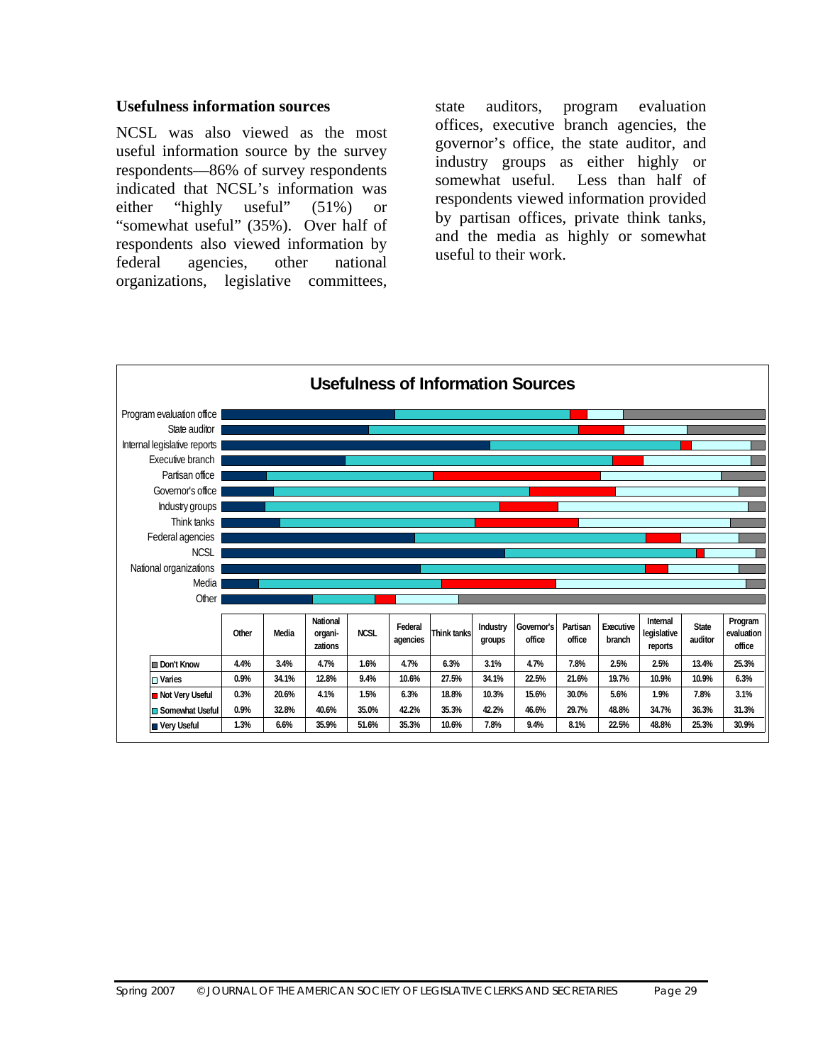### Usefulness information sources

NCSL was also viewed as the most useful information source by the survey respondents—86% of survey respondents indicated that NCSL's information was either "highly useful" (51%) or "somewhat useful" (35%). Over half of respondents also viewed information by federal agencies, other national organizations, legislative committees, state auditors, program evaluation offices, executive branch agencies, the governor's office, the state auditor, and industry groups as either highly or somewhat useful. Less than half of respondents viewed information provided by partisan offices, private think tanks, and the media as highly or somewhat useful to their work.

**Usefulness of Information Sources**

| | Other | Media | National organi-zations | NCSL | Federal agencies | Think tanks | Industry groups | Governor's office | Partisan office | Executive branch | Internal legislative reports | State auditor | Program evaluation office |
|---|---|---|---|---|---|---|---|---|---|---|---|---|---|
| Don't Know | 4.4% | 3.4% | 4.7% | 1.6% | 4.7% | 6.3% | 3.1% | 4.7% | 7.8% | 2.5% | 2.5% | 13.4% | 25.3% |
| Varies | 0.9% | 34.1% | 12.8% | 9.4% | 10.6% | 27.5% | 34.1% | 22.5% | 21.6% | 19.7% | 10.9% | 10.9% | 6.3% |
| Not Very Useful | 0.3% | 20.6% | 4.1% | 1.5% | 6.3% | 18.8% | 10.3% | 15.6% | 30.0% | 5.6% | 1.9% | 7.8% | 3.1% |
| Somewhat Useful | 0.9% | 32.8% | 40.6% | 35.0% | 42.2% | 35.3% | 42.2% | 46.6% | 29.7% | 48.8% | 34.7% | 36.3% | 31.3% |
| Very Useful | 1.3% | 6.6% | 35.9% | 51.6% | 35.3% | 10.6% | 7.8% | 9.4% | 8.1% | 22.5% | 48.8% | 25.3% | 30.9% |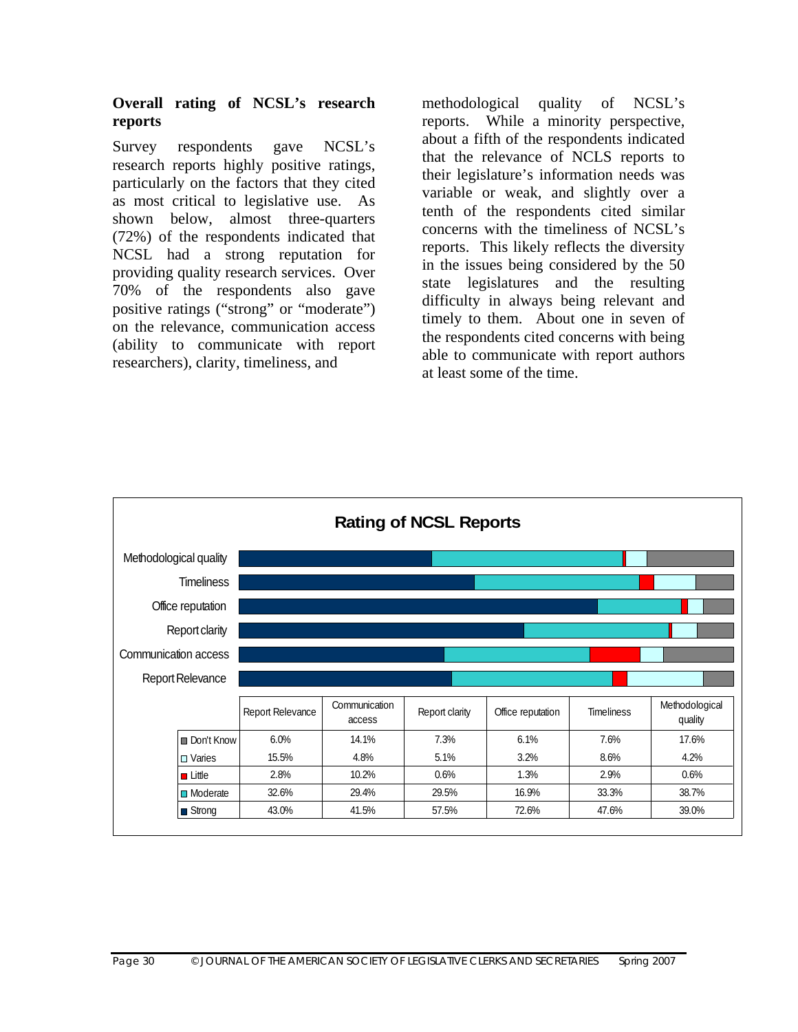**Overall rating of NCSL's research reports**

Survey respondents gave NCSL's research reports highly positive ratings, particularly on the factors that they cited as most critical to legislative use. As shown below, almost three-quarters (72%) of the respondents indicated that NCSL had a strong reputation for providing quality research services. Over 70% of the respondents also gave positive ratings ("strong" or "moderate") on the relevance, communication access (ability to communicate with report researchers), clarity, timeliness, and methodological quality of NCSL's reports. While a minority perspective, about a fifth of the respondents indicated that the relevance of NCLS reports to their legislature's information needs was variable or weak, and slightly over a tenth of the respondents cited similar concerns with the timeliness of NCSL's reports. This likely reflects the diversity in the issues being considered by the 50 state legislatures and the resulting difficulty in always being relevant and timely to them. About one in seven of the respondents cited concerns with being able to communicate with report authors at least some of the time.

**Rating of NCSL Reports**

| | Report Relevance | Communication access | Report clarity | Office reputation | Timeliness | Methodological quality |
|---|---|---|---|---|---|---|
| Don't Know | 6.0% | 14.1% | 7.3% | 6.1% | 7.6% | 17.6% |
| Varies | 15.5% | 4.8% | 5.1% | 3.2% | 8.6% | 4.2% |
| Little | 2.8% | 10.2% | 0.6% | 1.3% | 2.9% | 0.6% |
| Moderate | 32.6% | 29.4% | 29.5% | 16.9% | 33.3% | 38.7% |
| Strong | 43.0% | 41.5% | 57.5% | 72.6% | 47.6% | 39.0% |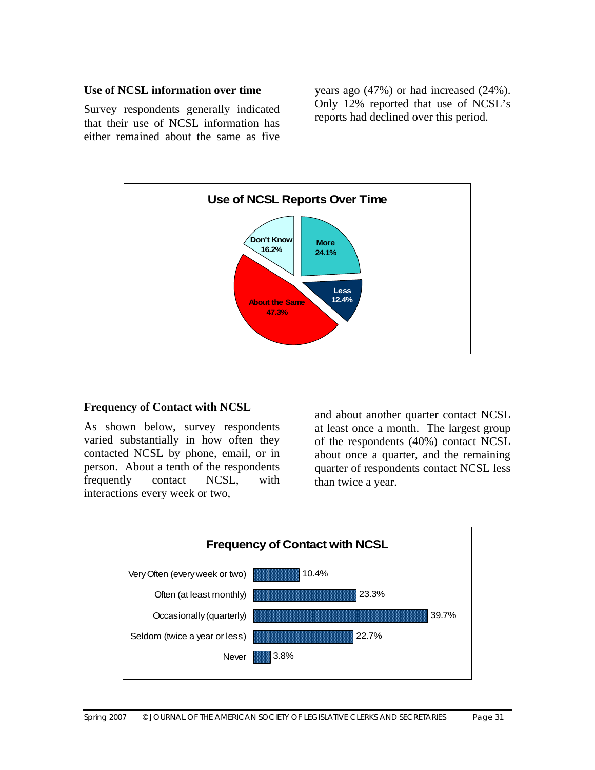### Use of NCSL information over time

Survey respondents generally indicated that their use of NCSL information has either remained about the same as five years ago (47%) or had increased (24%). Only 12% reported that use of NCSL's reports had declined over this period.

**Use of NCSL Reports Over Time**

| Response | Percent |
|---|---|
| More | 24.1% |
| Less | 12.4% |
| About the Same | 47.3% |
| Don't Know | 16.2% |

### Frequency of Contact with NCSL

As shown below, survey respondents varied substantially in how often they contacted NCSL by phone, email, or in person. About a tenth of the respondents frequently contact NCSL, with interactions every week or two, and about another quarter contact NCSL at least once a month. The largest group of the respondents (40%) contact NCSL about once a quarter, and the remaining quarter of respondents contact NCSL less than twice a year.

**Frequency of Contact with NCSL**

| Frequency | Percent |
|---|---|
| Very Often (every week or two) | 10.4% |
| Often (at least monthly) | 23.3% |
| Occasionally (quarterly) | 39.7% |
| Seldom (twice a year or less) | 22.7% |
| Never | 3.8% |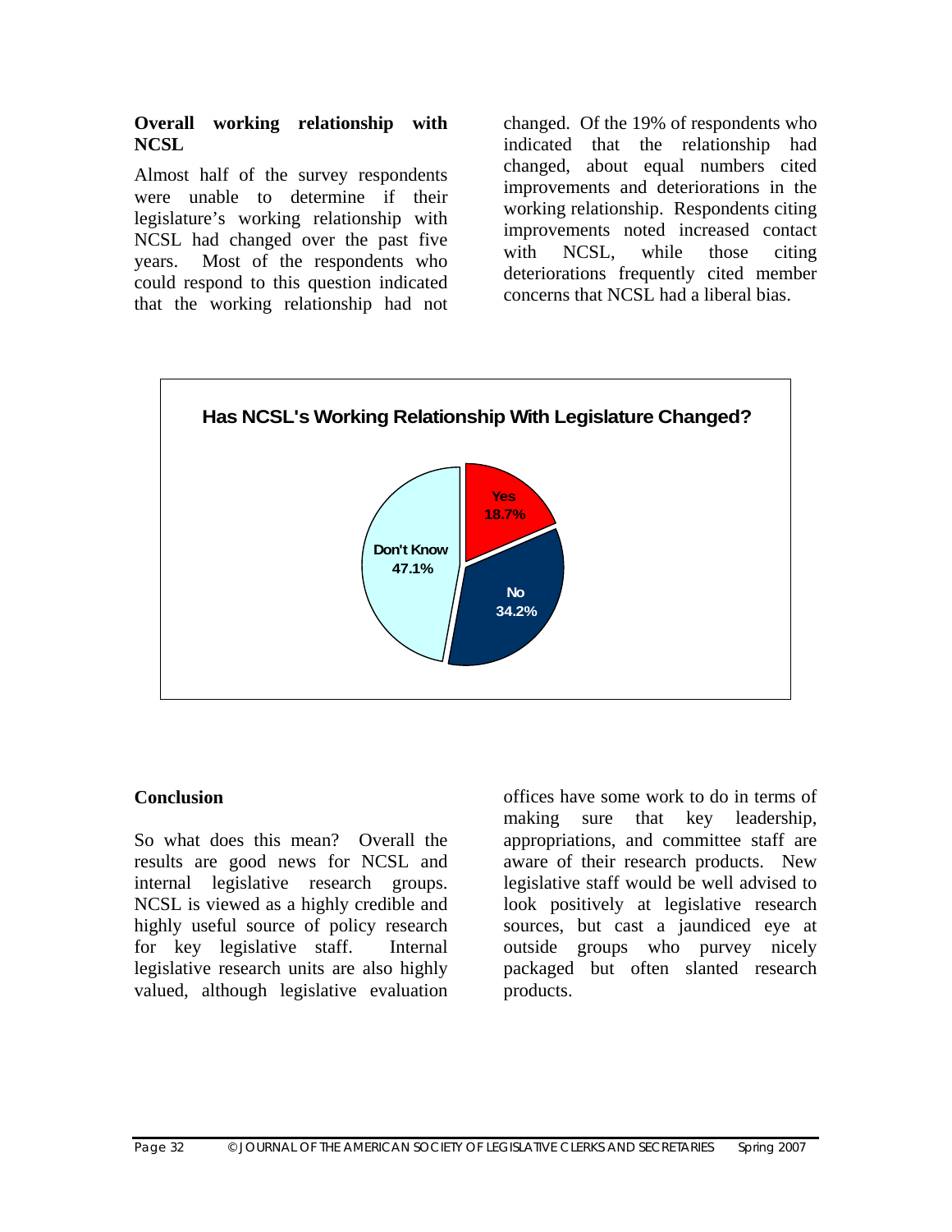### Overall working relationship with NCSL

Almost half of the survey respondents were unable to determine if their legislature's working relationship with NCSL had changed over the past five years. Most of the respondents who could respond to this question indicated that the working relationship had not changed. Of the 19% of respondents who indicated that the relationship had changed, about equal numbers cited improvements and deteriorations in the working relationship. Respondents citing improvements noted increased contact with NCSL, while those citing deteriorations frequently cited member concerns that NCSL had a liberal bias.

**Has NCSL's Working Relationship With Legislature Changed?**

| Response | Percent |
| --- | --- |
| Yes | 18.7% |
| No | 34.2% |
| Don't Know | 47.1% |

### Conclusion

So what does this mean? Overall the results are good news for NCSL and internal legislative research groups. NCSL is viewed as a highly credible and highly useful source of policy research for key legislative staff. Internal legislative research units are also highly valued, although legislative evaluation offices have some work to do in terms of making sure that key leadership, appropriations, and committee staff are aware of their research products. New legislative staff would be well advised to look positively at legislative research sources, but cast a jaundiced eye at outside groups who purvey nicely packaged but often slanted research products.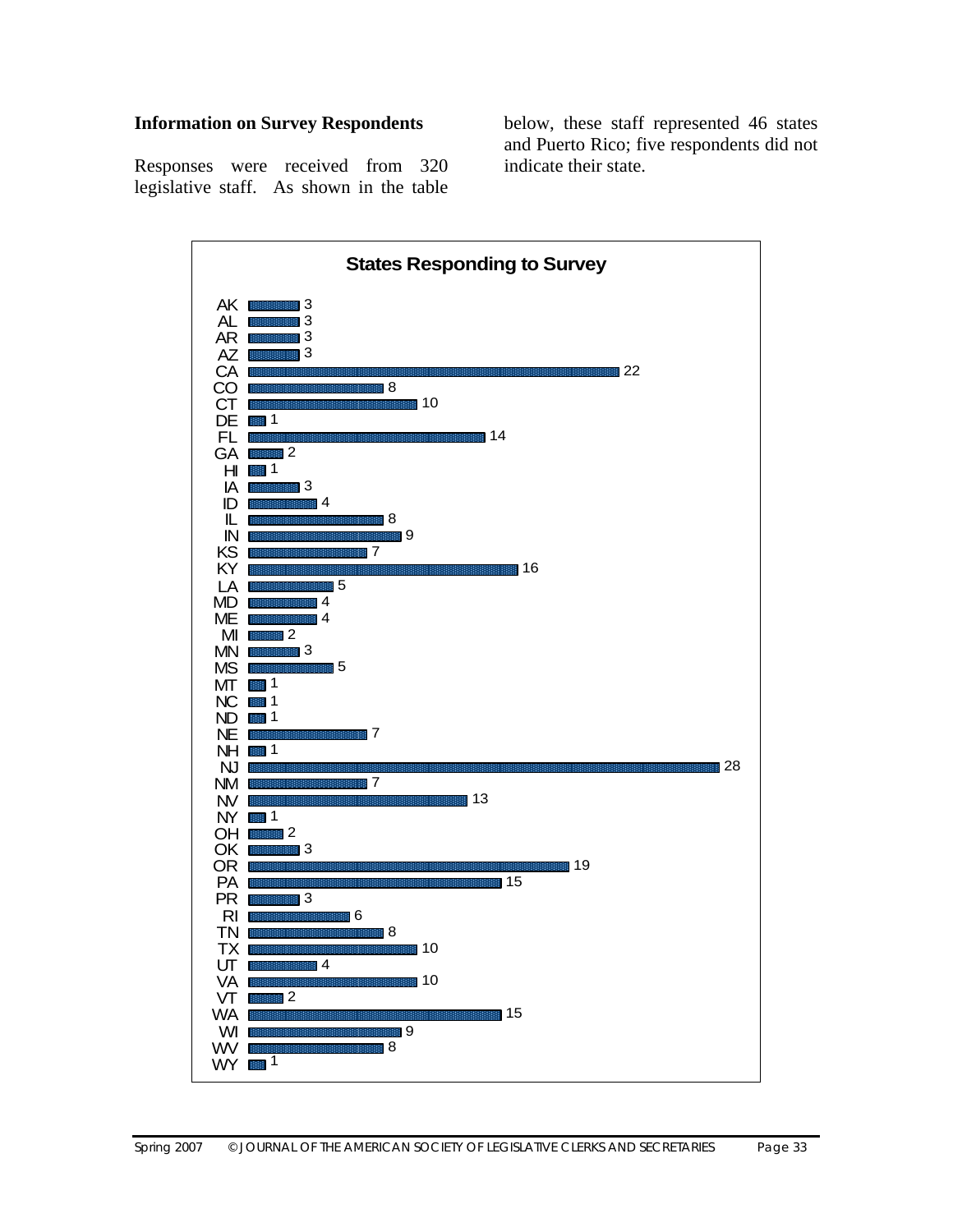**Information on Survey Respondents**

Responses were received from 320 legislative staff. As shown in the table below, these staff represented 46 states and Puerto Rico; five respondents did not indicate their state.

**States Responding to Survey**

| State | Respondents |
|---|---|
| AK | 3 |
| AL | 3 |
| AR | 3 |
| AZ | 3 |
| CA | 22 |
| CO | 8 |
| CT | 10 |
| DE | 1 |
| FL | 14 |
| GA | 2 |
| HI | 1 |
| IA | 3 |
| ID | 4 |
| IL | 8 |
| IN | 9 |
| KS | 7 |
| KY | 16 |
| LA | 5 |
| MD | 4 |
| ME | 4 |
| MI | 2 |
| MN | 3 |
| MS | 5 |
| MT | 1 |
| NC | 1 |
| ND | 1 |
| NE | 7 |
| NH | 1 |
| NJ | 28 |
| NM | 7 |
| NV | 13 |
| NY | 1 |
| OH | 2 |
| OK | 3 |
| OR | 19 |
| PA | 15 |
| PR | 3 |
| RI | 6 |
| TN | 8 |
| TX | 10 |
| UT | 4 |
| VA | 10 |
| VT | 2 |
| WA | 15 |
| WI | 9 |
| WV | 8 |
| WY | 1 |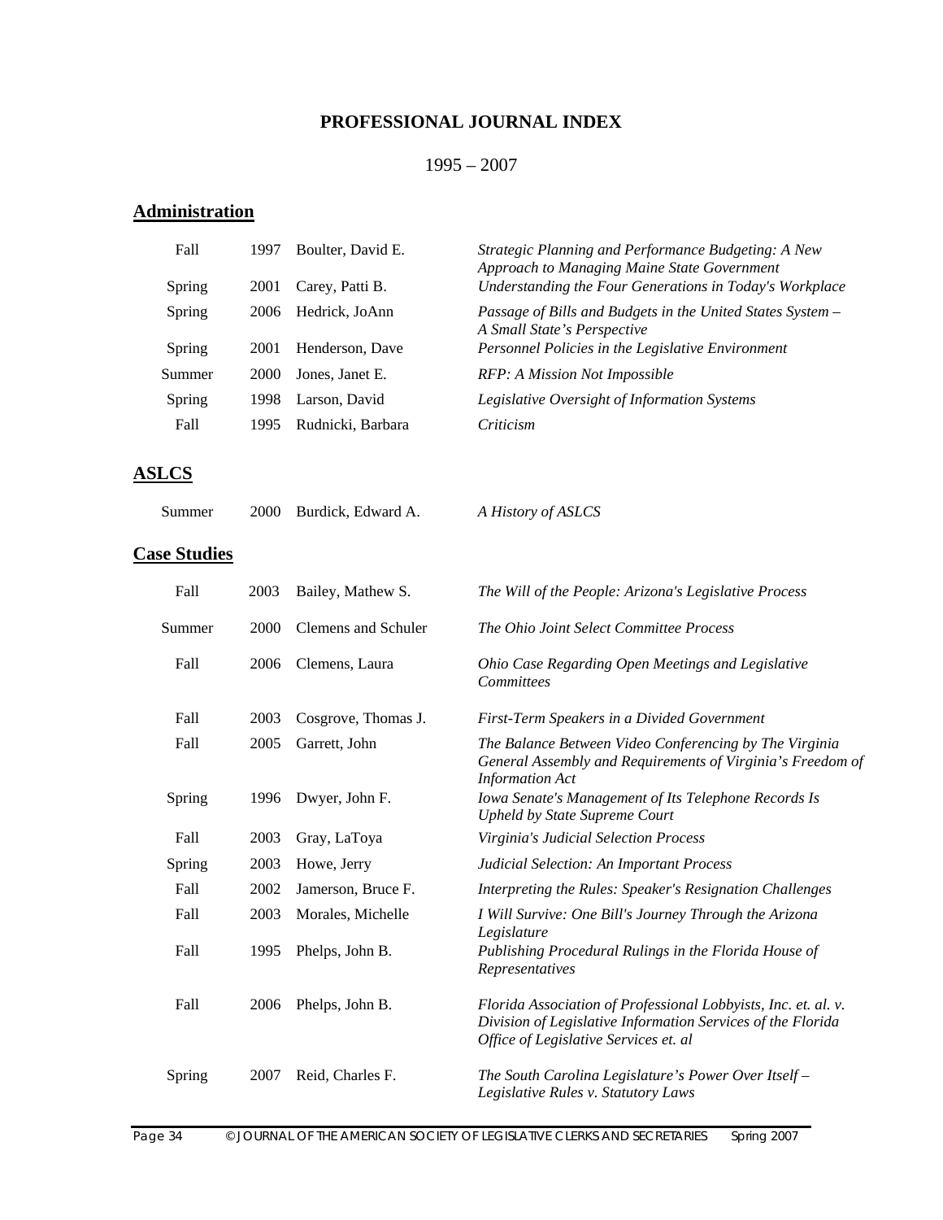# PROFESSIONAL JOURNAL INDEX

1995 – 2007

## Administration

| | | | |
|---|---|---|---|
| Fall | 1997 | Boulter, David E. | *Strategic Planning and Performance Budgeting: A New Approach to Managing Maine State Government* |
| Spring | 2001 | Carey, Patti B. | *Understanding the Four Generations in Today's Workplace* |
| Spring | 2006 | Hedrick, JoAnn | *Passage of Bills and Budgets in the United States System – A Small State's Perspective* |
| Spring | 2001 | Henderson, Dave | *Personnel Policies in the Legislative Environment* |
| Summer | 2000 | Jones, Janet E. | *RFP: A Mission Not Impossible* |
| Spring | 1998 | Larson, David | *Legislative Oversight of Information Systems* |
| Fall | 1995 | Rudnicki, Barbara | *Criticism* |

## ASLCS

| | | | |
|---|---|---|---|
| Summer | 2000 | Burdick, Edward A. | *A History of ASLCS* |

## Case Studies

| | | | |
|---|---|---|---|
| Fall | 2003 | Bailey, Mathew S. | *The Will of the People: Arizona's Legislative Process* |
| Summer | 2000 | Clemens and Schuler | *The Ohio Joint Select Committee Process* |
| Fall | 2006 | Clemens, Laura | *Ohio Case Regarding Open Meetings and Legislative Committees* |
| Fall | 2003 | Cosgrove, Thomas J. | *First-Term Speakers in a Divided Government* |
| Fall | 2005 | Garrett, John | *The Balance Between Video Conferencing by The Virginia General Assembly and Requirements of Virginia's Freedom of Information Act* |
| Spring | 1996 | Dwyer, John F. | *Iowa Senate's Management of Its Telephone Records Is Upheld by State Supreme Court* |
| Fall | 2003 | Gray, LaToya | *Virginia's Judicial Selection Process* |
| Spring | 2003 | Howe, Jerry | *Judicial Selection: An Important Process* |
| Fall | 2002 | Jamerson, Bruce F. | *Interpreting the Rules: Speaker's Resignation Challenges* |
| Fall | 2003 | Morales, Michelle | *I Will Survive: One Bill's Journey Through the Arizona Legislature* |
| Fall | 1995 | Phelps, John B. | *Publishing Procedural Rulings in the Florida House of Representatives* |
| Fall | 2006 | Phelps, John B. | *Florida Association of Professional Lobbyists, Inc. et. al. v. Division of Legislative Information Services of the Florida Office of Legislative Services et. al* |
| Spring | 2007 | Reid, Charles F. | *The South Carolina Legislature's Power Over Itself – Legislative Rules v. Statutory Laws* |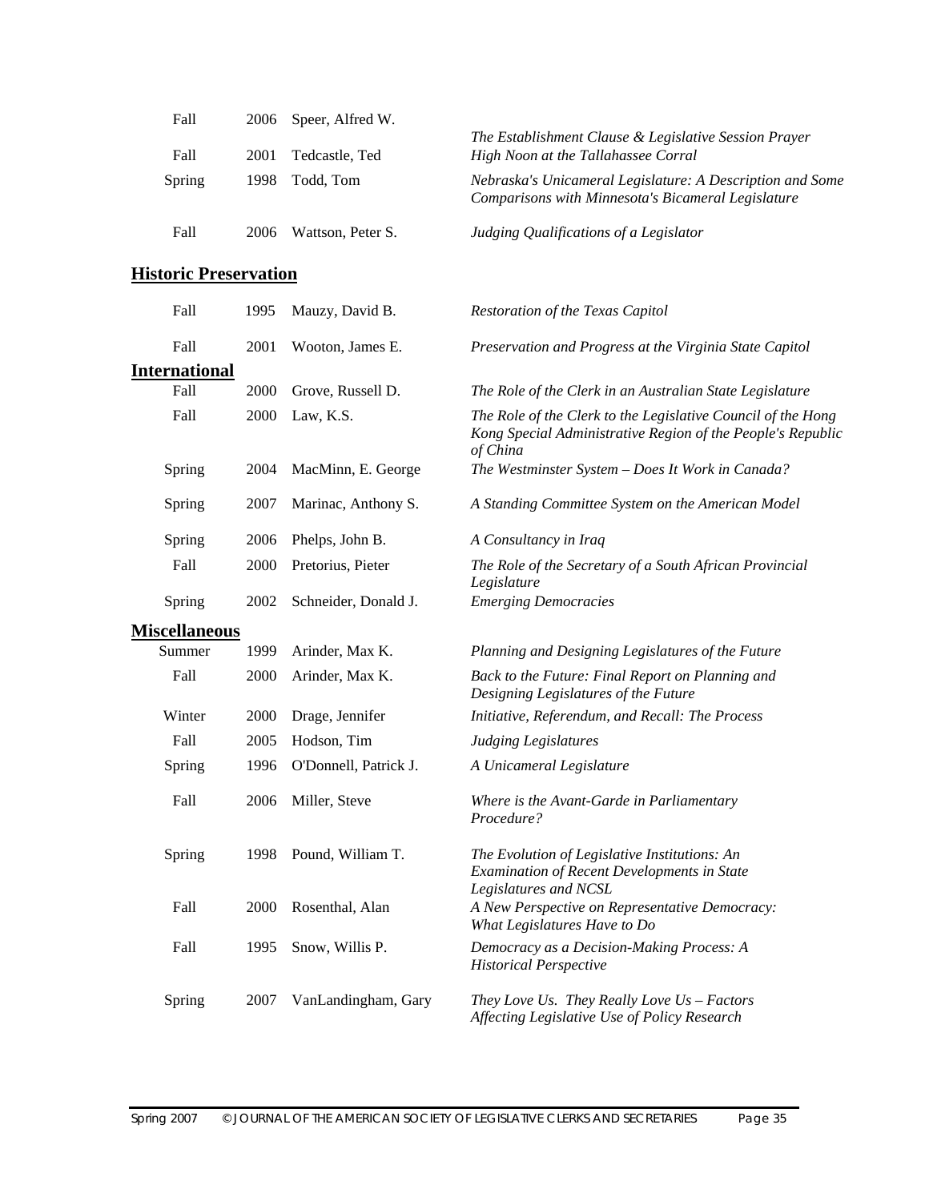| | | | |
|---|---|---|---|
| Fall | 2006 | Speer, Alfred W. | *The Establishment Clause & Legislative Session Prayer* |
| Fall | 2001 | Tedcastle, Ted | *High Noon at the Tallahassee Corral* |
| Spring | 1998 | Todd, Tom | *Nebraska's Unicameral Legislature: A Description and Some Comparisons with Minnesota's Bicameral Legislature* |
| Fall | 2006 | Wattson, Peter S. | *Judging Qualifications of a Legislator* |

## Historic Preservation

| | | | |
|---|---|---|---|
| Fall | 1995 | Mauzy, David B. | *Restoration of the Texas Capitol* |
| Fall | 2001 | Wooton, James E. | *Preservation and Progress at the Virginia State Capitol* |

## International

| | | | |
|---|---|---|---|
| Fall | 2000 | Grove, Russell D. | *The Role of the Clerk in an Australian State Legislature* |
| Fall | 2000 | Law, K.S. | *The Role of the Clerk to the Legislative Council of the Hong Kong Special Administrative Region of the People's Republic of China* |
| Spring | 2004 | MacMinn, E. George | *The Westminster System – Does It Work in Canada?* |
| Spring | 2007 | Marinac, Anthony S. | *A Standing Committee System on the American Model* |
| Spring | 2006 | Phelps, John B. | *A Consultancy in Iraq* |
| Fall | 2000 | Pretorius, Pieter | *The Role of the Secretary of a South African Provincial Legislature* |
| Spring | 2002 | Schneider, Donald J. | *Emerging Democracies* |

## Miscellaneous

| | | | |
|---|---|---|---|
| Summer | 1999 | Arinder, Max K. | *Planning and Designing Legislatures of the Future* |
| Fall | 2000 | Arinder, Max K. | *Back to the Future: Final Report on Planning and Designing Legislatures of the Future* |
| Winter | 2000 | Drage, Jennifer | *Initiative, Referendum, and Recall: The Process* |
| Fall | 2005 | Hodson, Tim | *Judging Legislatures* |
| Spring | 1996 | O'Donnell, Patrick J. | *A Unicameral Legislature* |
| Fall | 2006 | Miller, Steve | *Where is the Avant-Garde in Parliamentary Procedure?* |
| Spring | 1998 | Pound, William T. | *The Evolution of Legislative Institutions: An Examination of Recent Developments in State Legislatures and NCSL* |
| Fall | 2000 | Rosenthal, Alan | *A New Perspective on Representative Democracy: What Legislatures Have to Do* |
| Fall | 1995 | Snow, Willis P. | *Democracy as a Decision-Making Process: A Historical Perspective* |
| Spring | 2007 | VanLandingham, Gary | *They Love Us. They Really Love Us – Factors Affecting Legislative Use of Policy Research* |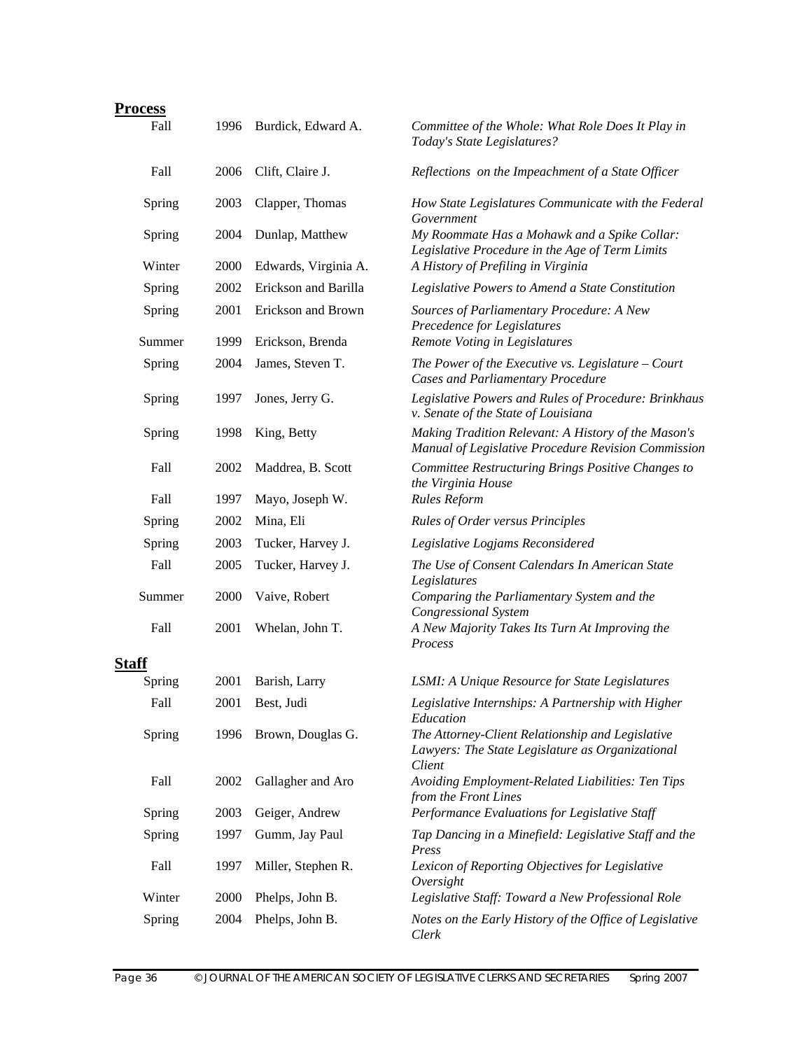## **Process**

| | | | |
|---|---|---|---|
| Fall | 1996 | Burdick, Edward A. | *Committee of the Whole: What Role Does It Play in Today's State Legislatures?* |
| Fall | 2006 | Clift, Claire J. | *Reflections on the Impeachment of a State Officer* |
| Spring | 2003 | Clapper, Thomas | *How State Legislatures Communicate with the Federal Government* |
| Spring | 2004 | Dunlap, Matthew | *My Roommate Has a Mohawk and a Spike Collar: Legislative Procedure in the Age of Term Limits* |
| Winter | 2000 | Edwards, Virginia A. | *A History of Prefiling in Virginia* |
| Spring | 2002 | Erickson and Barilla | *Legislative Powers to Amend a State Constitution* |
| Spring | 2001 | Erickson and Brown | *Sources of Parliamentary Procedure: A New Precedence for Legislatures* |
| Summer | 1999 | Erickson, Brenda | *Remote Voting in Legislatures* |
| Spring | 2004 | James, Steven T. | *The Power of the Executive vs. Legislature – Court Cases and Parliamentary Procedure* |
| Spring | 1997 | Jones, Jerry G. | *Legislative Powers and Rules of Procedure: Brinkhaus v. Senate of the State of Louisiana* |
| Spring | 1998 | King, Betty | *Making Tradition Relevant: A History of the Mason's Manual of Legislative Procedure Revision Commission* |
| Fall | 2002 | Maddrea, B. Scott | *Committee Restructuring Brings Positive Changes to the Virginia House* |
| Fall | 1997 | Mayo, Joseph W. | *Rules Reform* |
| Spring | 2002 | Mina, Eli | *Rules of Order versus Principles* |
| Spring | 2003 | Tucker, Harvey J. | *Legislative Logjams Reconsidered* |
| Fall | 2005 | Tucker, Harvey J. | *The Use of Consent Calendars In American State Legislatures* |
| Summer | 2000 | Vaive, Robert | *Comparing the Parliamentary System and the Congressional System* |
| Fall | 2001 | Whelan, John T. | *A New Majority Takes Its Turn At Improving the Process* |

## **Staff**

| | | | |
|---|---|---|---|
| Spring | 2001 | Barish, Larry | *LSMI: A Unique Resource for State Legislatures* |
| Fall | 2001 | Best, Judi | *Legislative Internships: A Partnership with Higher Education* |
| Spring | 1996 | Brown, Douglas G. | *The Attorney-Client Relationship and Legislative Lawyers: The State Legislature as Organizational Client* |
| Fall | 2002 | Gallagher and Aro | *Avoiding Employment-Related Liabilities: Ten Tips from the Front Lines* |
| Spring | 2003 | Geiger, Andrew | *Performance Evaluations for Legislative Staff* |
| Spring | 1997 | Gumm, Jay Paul | *Tap Dancing in a Minefield: Legislative Staff and the Press* |
| Fall | 1997 | Miller, Stephen R. | *Lexicon of Reporting Objectives for Legislative Oversight* |
| Winter | 2000 | Phelps, John B. | *Legislative Staff: Toward a New Professional Role* |
| Spring | 2004 | Phelps, John B. | *Notes on the Early History of the Office of Legislative Clerk* |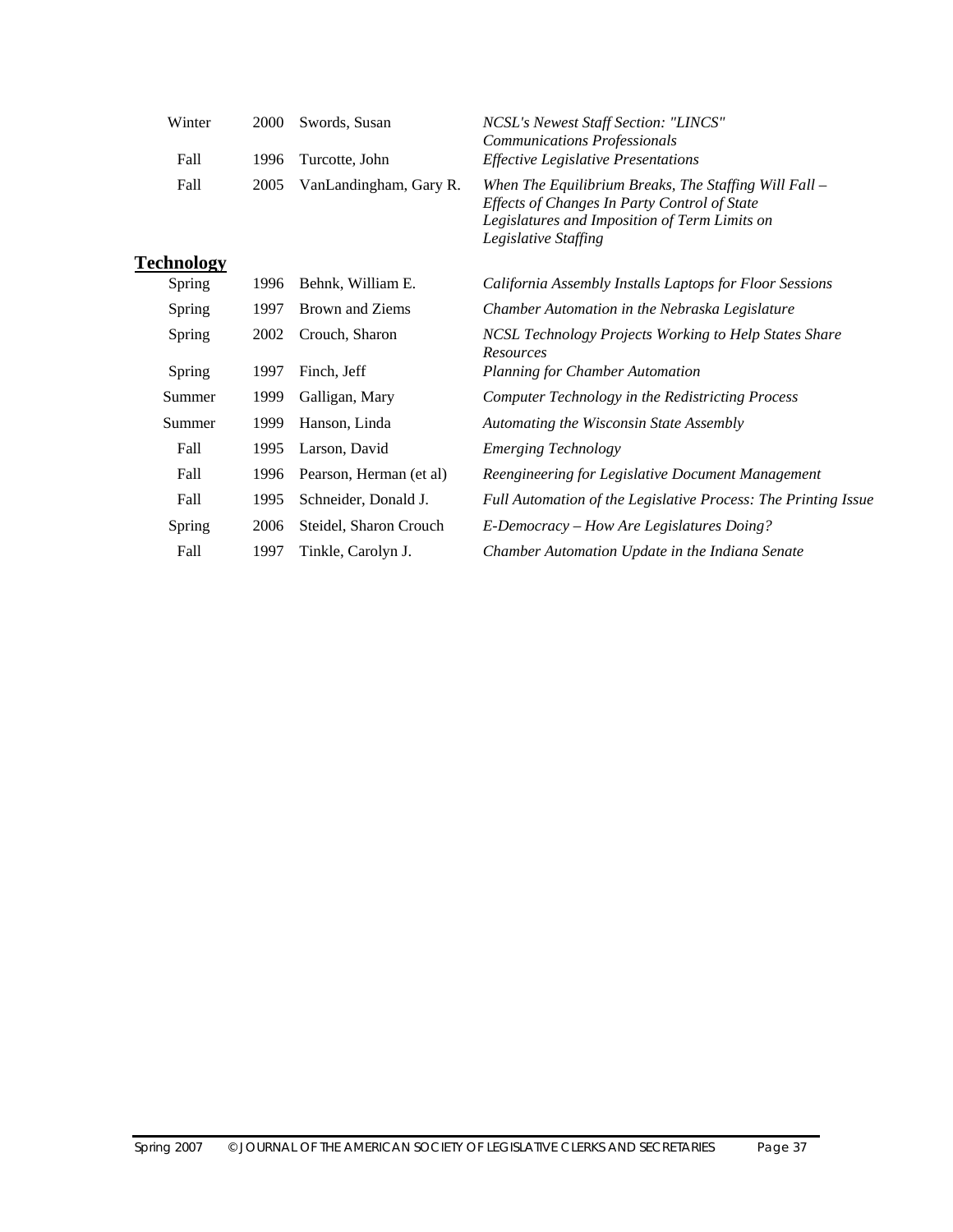| | | | |
|---|---|---|---|
| Winter | 2000 | Swords, Susan | *NCSL's Newest Staff Section: "LINCS" Communications Professionals* |
| Fall | 1996 | Turcotte, John | *Effective Legislative Presentations* |
| Fall | 2005 | VanLandingham, Gary R. | *When The Equilibrium Breaks, The Staffing Will Fall – Effects of Changes In Party Control of State Legislatures and Imposition of Term Limits on Legislative Staffing* |

## Technology

| | | | |
|---|---|---|---|
| Spring | 1996 | Behnk, William E. | *California Assembly Installs Laptops for Floor Sessions* |
| Spring | 1997 | Brown and Ziems | *Chamber Automation in the Nebraska Legislature* |
| Spring | 2002 | Crouch, Sharon | *NCSL Technology Projects Working to Help States Share Resources* |
| Spring | 1997 | Finch, Jeff | *Planning for Chamber Automation* |
| Summer | 1999 | Galligan, Mary | *Computer Technology in the Redistricting Process* |
| Summer | 1999 | Hanson, Linda | *Automating the Wisconsin State Assembly* |
| Fall | 1995 | Larson, David | *Emerging Technology* |
| Fall | 1996 | Pearson, Herman (et al) | *Reengineering for Legislative Document Management* |
| Fall | 1995 | Schneider, Donald J. | *Full Automation of the Legislative Process: The Printing Issue* |
| Spring | 2006 | Steidel, Sharon Crouch | *E-Democracy – How Are Legislatures Doing?* |
| Fall | 1997 | Tinkle, Carolyn J. | *Chamber Automation Update in the Indiana Senate* |